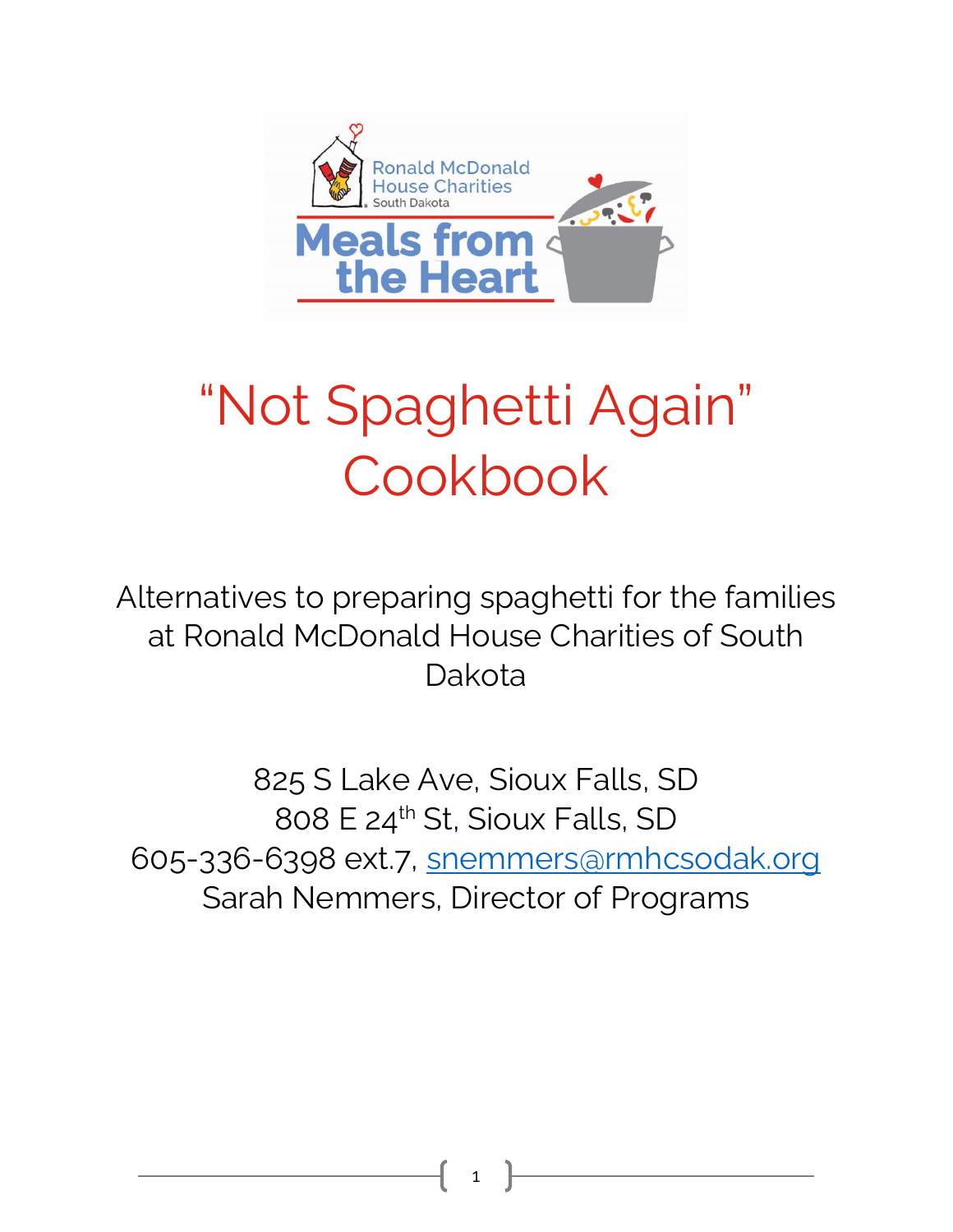# “Not Spaghetti Again” Cookbook

Alternatives to preparing spaghetti for the families at Ronald McDonald House Charities of South Dakota

825 S Lake Ave, Sioux Falls, SD
808 E 24th St, Sioux Falls, SD
605-336-6398 ext.7, snemmers@rmhcsodak.org
Sarah Nemmers, Director of Programs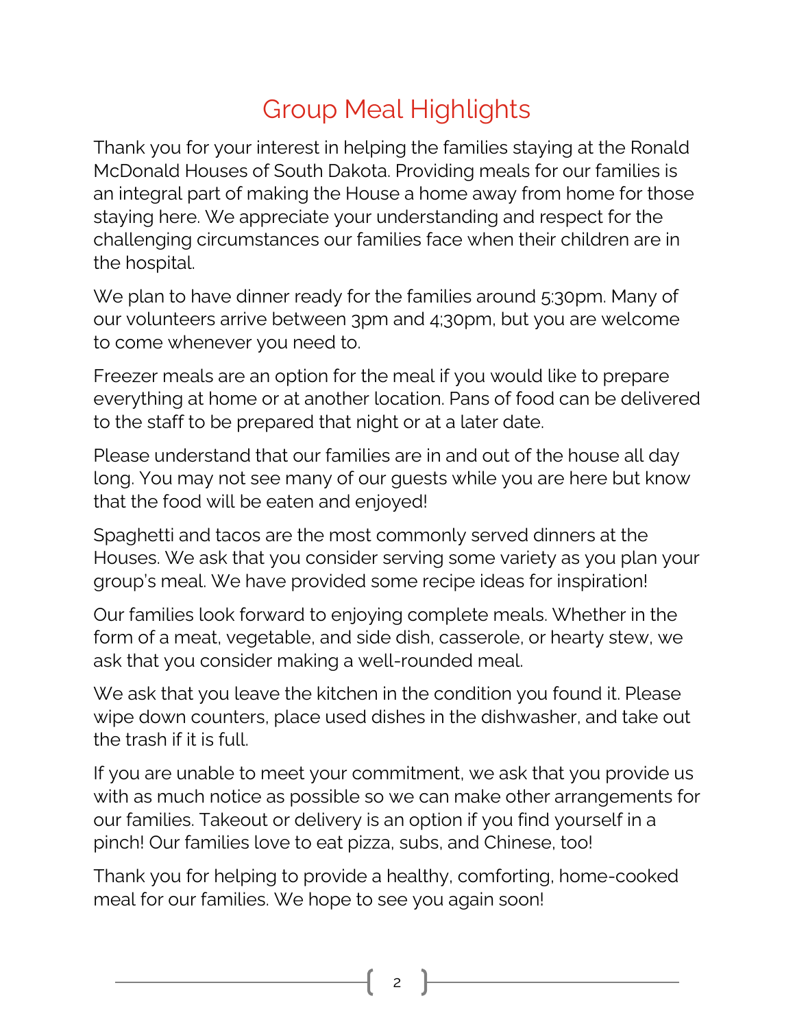# Group Meal Highlights

Thank you for your interest in helping the families staying at the Ronald McDonald Houses of South Dakota. Providing meals for our families is an integral part of making the House a home away from home for those staying here. We appreciate your understanding and respect for the challenging circumstances our families face when their children are in the hospital.

We plan to have dinner ready for the families around 5:30pm. Many of our volunteers arrive between 3pm and 4:30pm, but you are welcome to come whenever you need to.

Freezer meals are an option for the meal if you would like to prepare everything at home or at another location. Pans of food can be delivered to the staff to be prepared that night or at a later date.

Please understand that our families are in and out of the house all day long. You may not see many of our guests while you are here but know that the food will be eaten and enjoyed!

Spaghetti and tacos are the most commonly served dinners at the Houses. We ask that you consider serving some variety as you plan your group's meal. We have provided some recipe ideas for inspiration!

Our families look forward to enjoying complete meals. Whether in the form of a meat, vegetable, and side dish, casserole, or hearty stew, we ask that you consider making a well-rounded meal.

We ask that you leave the kitchen in the condition you found it. Please wipe down counters, place used dishes in the dishwasher, and take out the trash if it is full.

If you are unable to meet your commitment, we ask that you provide us with as much notice as possible so we can make other arrangements for our families. Takeout or delivery is an option if you find yourself in a pinch! Our families love to eat pizza, subs, and Chinese, too!

Thank you for helping to provide a healthy, comforting, home-cooked meal for our families. We hope to see you again soon!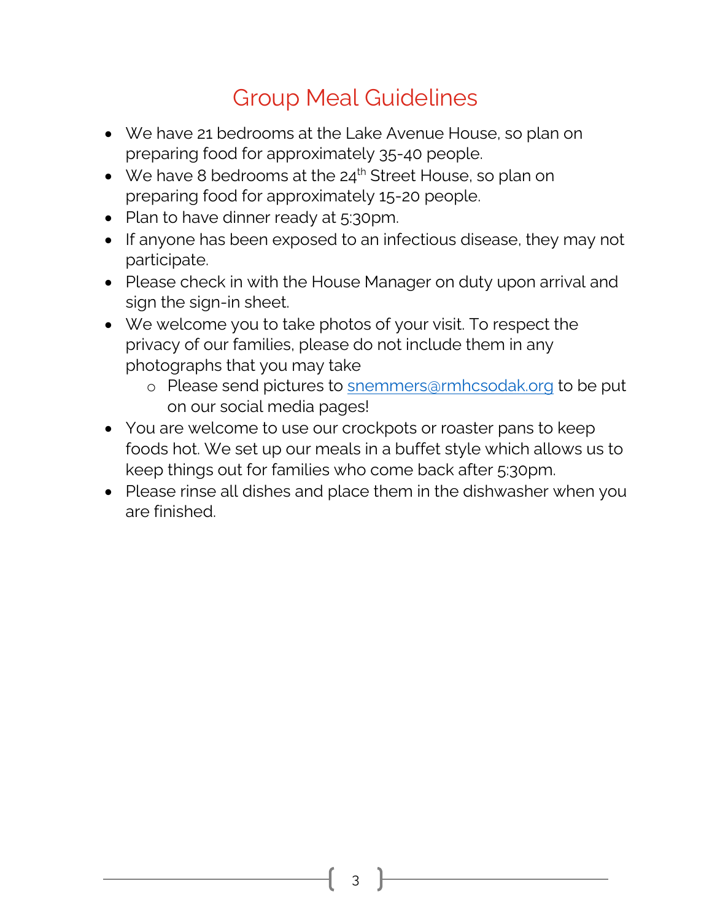# Group Meal Guidelines

- We have 21 bedrooms at the Lake Avenue House, so plan on preparing food for approximately 35-40 people.
- We have 8 bedrooms at the 24th Street House, so plan on preparing food for approximately 15-20 people.
- Plan to have dinner ready at 5:30pm.
- If anyone has been exposed to an infectious disease, they may not participate.
- Please check in with the House Manager on duty upon arrival and sign the sign-in sheet.
- We welcome you to take photos of your visit. To respect the privacy of our families, please do not include them in any photographs that you may take
    - Please send pictures to snemmers@rmhcsodak.org to be put on our social media pages!
- You are welcome to use our crockpots or roaster pans to keep foods hot. We set up our meals in a buffet style which allows us to keep things out for families who come back after 5:30pm.
- Please rinse all dishes and place them in the dishwasher when you are finished.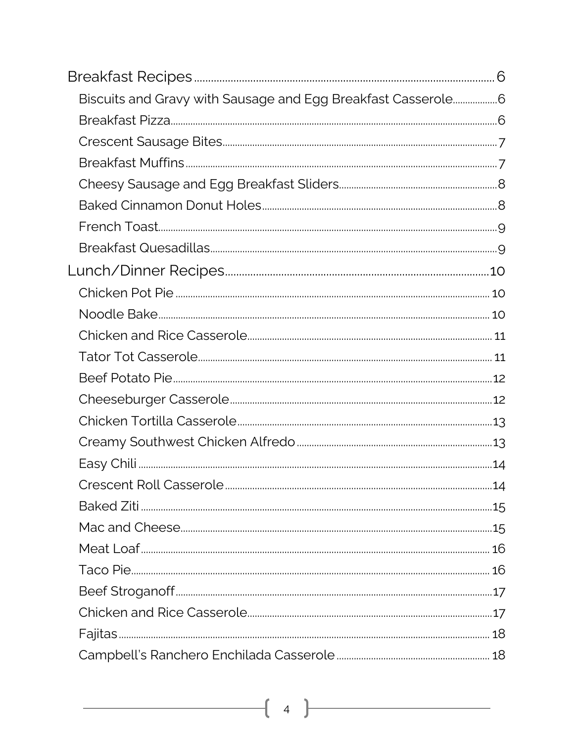Breakfast Recipes 6

- Biscuits and Gravy with Sausage and Egg Breakfast Casserole 6
- Breakfast Pizza 6
- Crescent Sausage Bites 7
- Breakfast Muffins 7
- Cheesy Sausage and Egg Breakfast Sliders 8
- Baked Cinnamon Donut Holes 8
- French Toast 9
- Breakfast Quesadillas 9

Lunch/Dinner Recipes 10

- Chicken Pot Pie 10
- Noodle Bake 10
- Chicken and Rice Casserole 11
- Tator Tot Casserole 11
- Beef Potato Pie 12
- Cheeseburger Casserole 12
- Chicken Tortilla Casserole 13
- Creamy Southwest Chicken Alfredo 13
- Easy Chili 14
- Crescent Roll Casserole 14
- Baked Ziti 15
- Mac and Cheese 15
- Meat Loaf 16
- Taco Pie 16
- Beef Stroganoff 17
- Chicken and Rice Casserole 17
- Fajitas 18
- Campbell's Ranchero Enchilada Casserole 18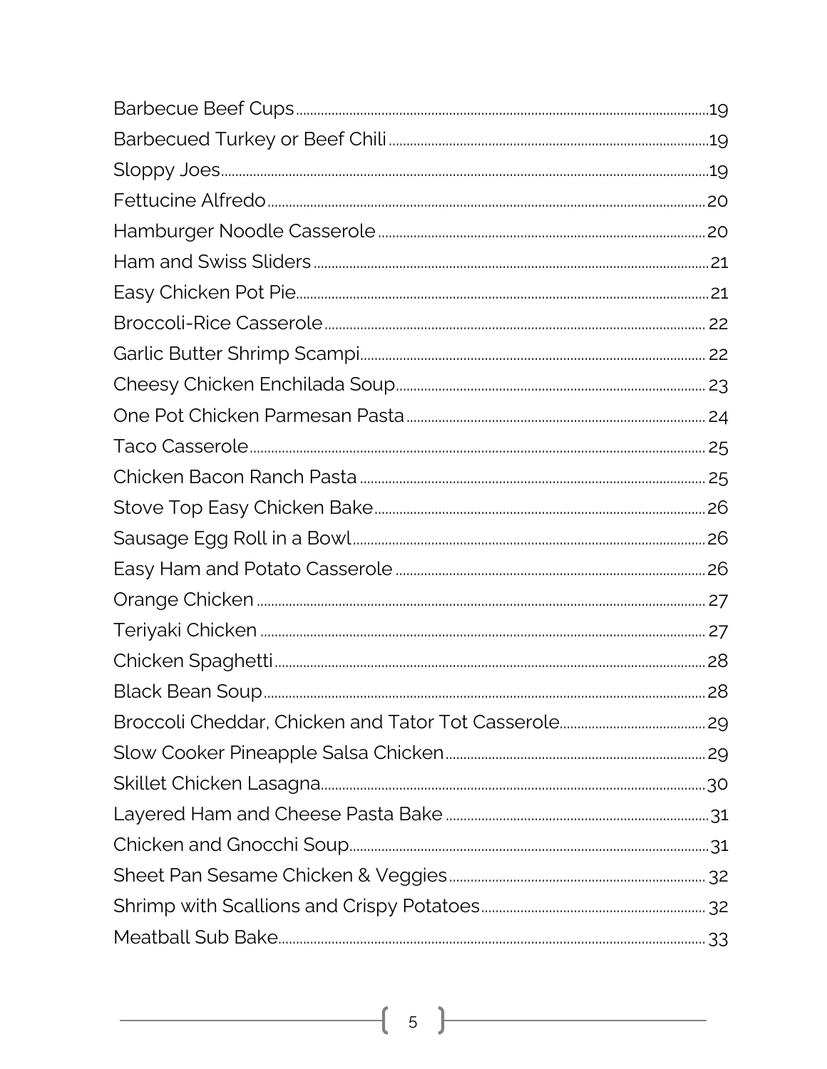Barbecue Beef Cups ..... 19
Barbecued Turkey or Beef Chili ..... 19
Sloppy Joes ..... 19
Fettucine Alfredo ..... 20
Hamburger Noodle Casserole ..... 20
Ham and Swiss Sliders ..... 21
Easy Chicken Pot Pie ..... 21
Broccoli-Rice Casserole ..... 22
Garlic Butter Shrimp Scampi ..... 22
Cheesy Chicken Enchilada Soup ..... 23
One Pot Chicken Parmesan Pasta ..... 24
Taco Casserole ..... 25
Chicken Bacon Ranch Pasta ..... 25
Stove Top Easy Chicken Bake ..... 26
Sausage Egg Roll in a Bowl ..... 26
Easy Ham and Potato Casserole ..... 26
Orange Chicken ..... 27
Teriyaki Chicken ..... 27
Chicken Spaghetti ..... 28
Black Bean Soup ..... 28
Broccoli Cheddar, Chicken and Tator Tot Casserole ..... 29
Slow Cooker Pineapple Salsa Chicken ..... 29
Skillet Chicken Lasagna ..... 30
Layered Ham and Cheese Pasta Bake ..... 31
Chicken and Gnocchi Soup ..... 31
Sheet Pan Sesame Chicken & Veggies ..... 32
Shrimp with Scallions and Crispy Potatoes ..... 32
Meatball Sub Bake ..... 33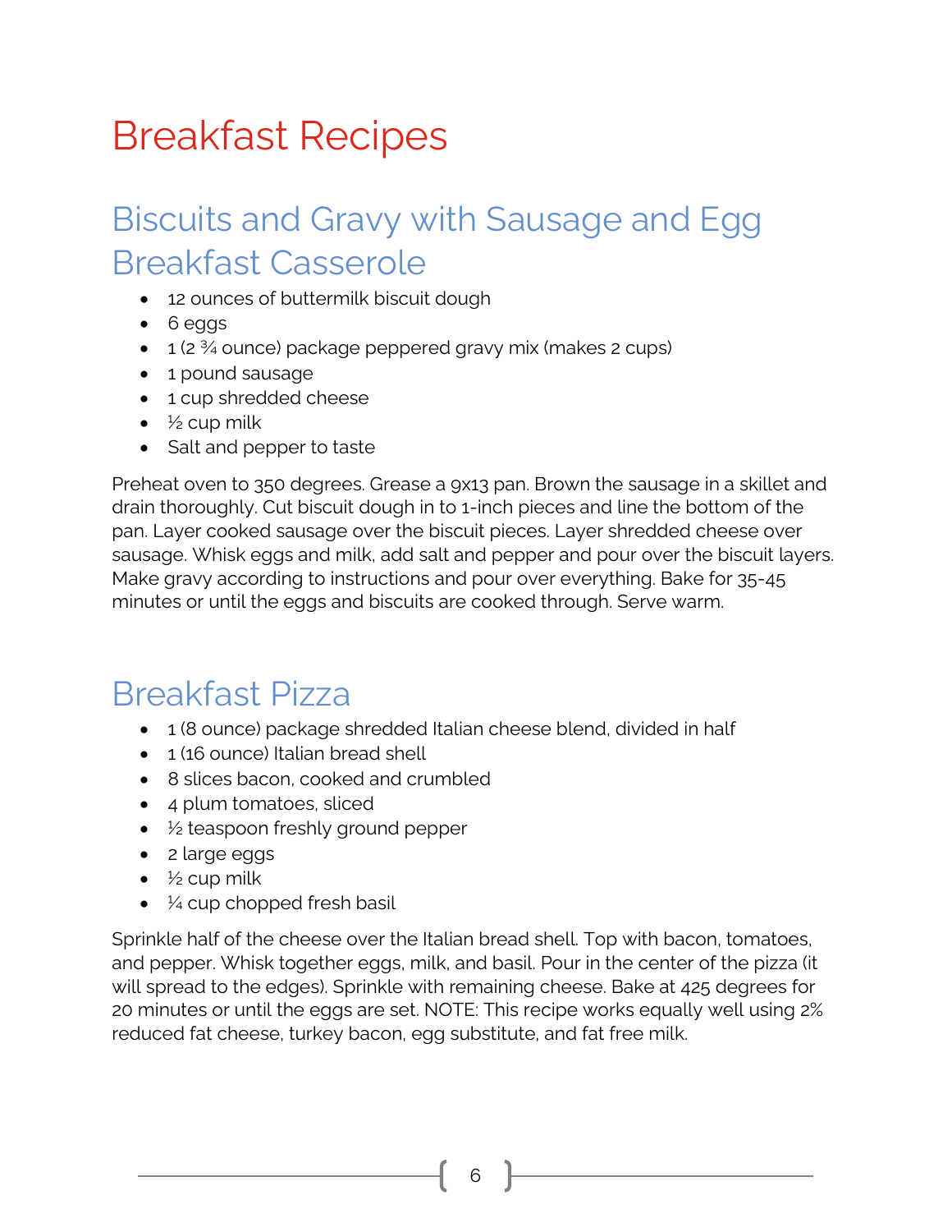# Breakfast Recipes

## Biscuits and Gravy with Sausage and Egg Breakfast Casserole

- 12 ounces of buttermilk biscuit dough
- 6 eggs
- 1 (2 ¾ ounce) package peppered gravy mix (makes 2 cups)
- 1 pound sausage
- 1 cup shredded cheese
- ½ cup milk
- Salt and pepper to taste

Preheat oven to 350 degrees. Grease a 9x13 pan. Brown the sausage in a skillet and drain thoroughly. Cut biscuit dough in to 1-inch pieces and line the bottom of the pan. Layer cooked sausage over the biscuit pieces. Layer shredded cheese over sausage. Whisk eggs and milk, add salt and pepper and pour over the biscuit layers. Make gravy according to instructions and pour over everything. Bake for 35-45 minutes or until the eggs and biscuits are cooked through. Serve warm.

## Breakfast Pizza

- 1 (8 ounce) package shredded Italian cheese blend, divided in half
- 1 (16 ounce) Italian bread shell
- 8 slices bacon, cooked and crumbled
- 4 plum tomatoes, sliced
- ½ teaspoon freshly ground pepper
- 2 large eggs
- ½ cup milk
- ¼ cup chopped fresh basil

Sprinkle half of the cheese over the Italian bread shell. Top with bacon, tomatoes, and pepper. Whisk together eggs, milk, and basil. Pour in the center of the pizza (it will spread to the edges). Sprinkle with remaining cheese. Bake at 425 degrees for 20 minutes or until the eggs are set. NOTE: This recipe works equally well using 2% reduced fat cheese, turkey bacon, egg substitute, and fat free milk.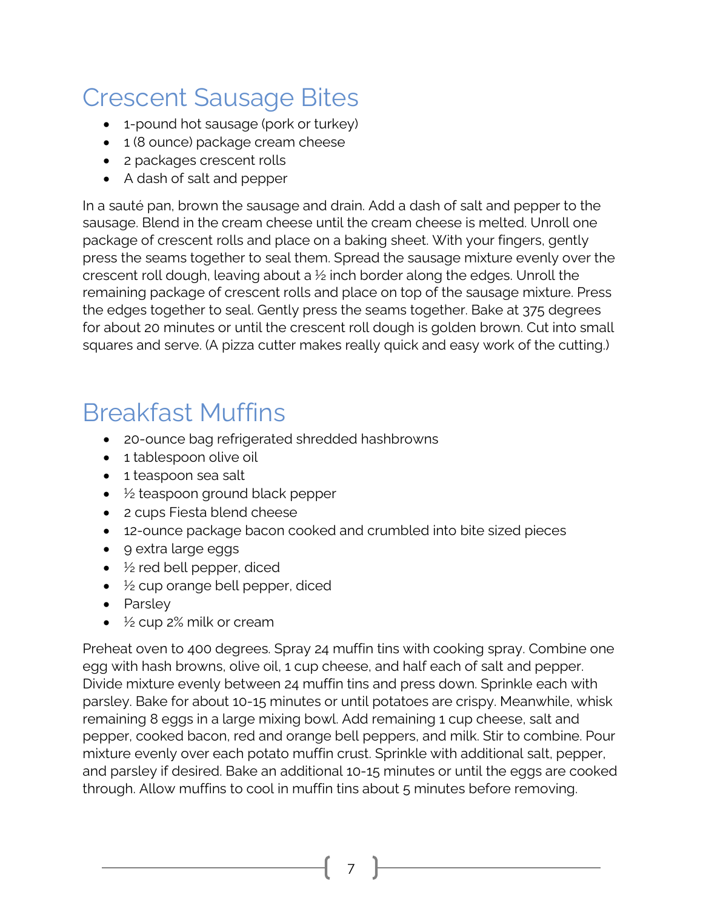# Crescent Sausage Bites

- 1-pound hot sausage (pork or turkey)
- 1 (8 ounce) package cream cheese
- 2 packages crescent rolls
- A dash of salt and pepper

In a sauté pan, brown the sausage and drain. Add a dash of salt and pepper to the sausage. Blend in the cream cheese until the cream cheese is melted. Unroll one package of crescent rolls and place on a baking sheet. With your fingers, gently press the seams together to seal them. Spread the sausage mixture evenly over the crescent roll dough, leaving about a ½ inch border along the edges. Unroll the remaining package of crescent rolls and place on top of the sausage mixture. Press the edges together to seal. Gently press the seams together. Bake at 375 degrees for about 20 minutes or until the crescent roll dough is golden brown. Cut into small squares and serve. (A pizza cutter makes really quick and easy work of the cutting.)

# Breakfast Muffins

- 20-ounce bag refrigerated shredded hashbrowns
- 1 tablespoon olive oil
- 1 teaspoon sea salt
- ½ teaspoon ground black pepper
- 2 cups Fiesta blend cheese
- 12-ounce package bacon cooked and crumbled into bite sized pieces
- 9 extra large eggs
- ½ red bell pepper, diced
- ½ cup orange bell pepper, diced
- Parsley
- ½ cup 2% milk or cream

Preheat oven to 400 degrees. Spray 24 muffin tins with cooking spray. Combine one egg with hash browns, olive oil, 1 cup cheese, and half each of salt and pepper. Divide mixture evenly between 24 muffin tins and press down. Sprinkle each with parsley. Bake for about 10-15 minutes or until potatoes are crispy. Meanwhile, whisk remaining 8 eggs in a large mixing bowl. Add remaining 1 cup cheese, salt and pepper, cooked bacon, red and orange bell peppers, and milk. Stir to combine. Pour mixture evenly over each potato muffin crust. Sprinkle with additional salt, pepper, and parsley if desired. Bake an additional 10-15 minutes or until the eggs are cooked through. Allow muffins to cool in muffin tins about 5 minutes before removing.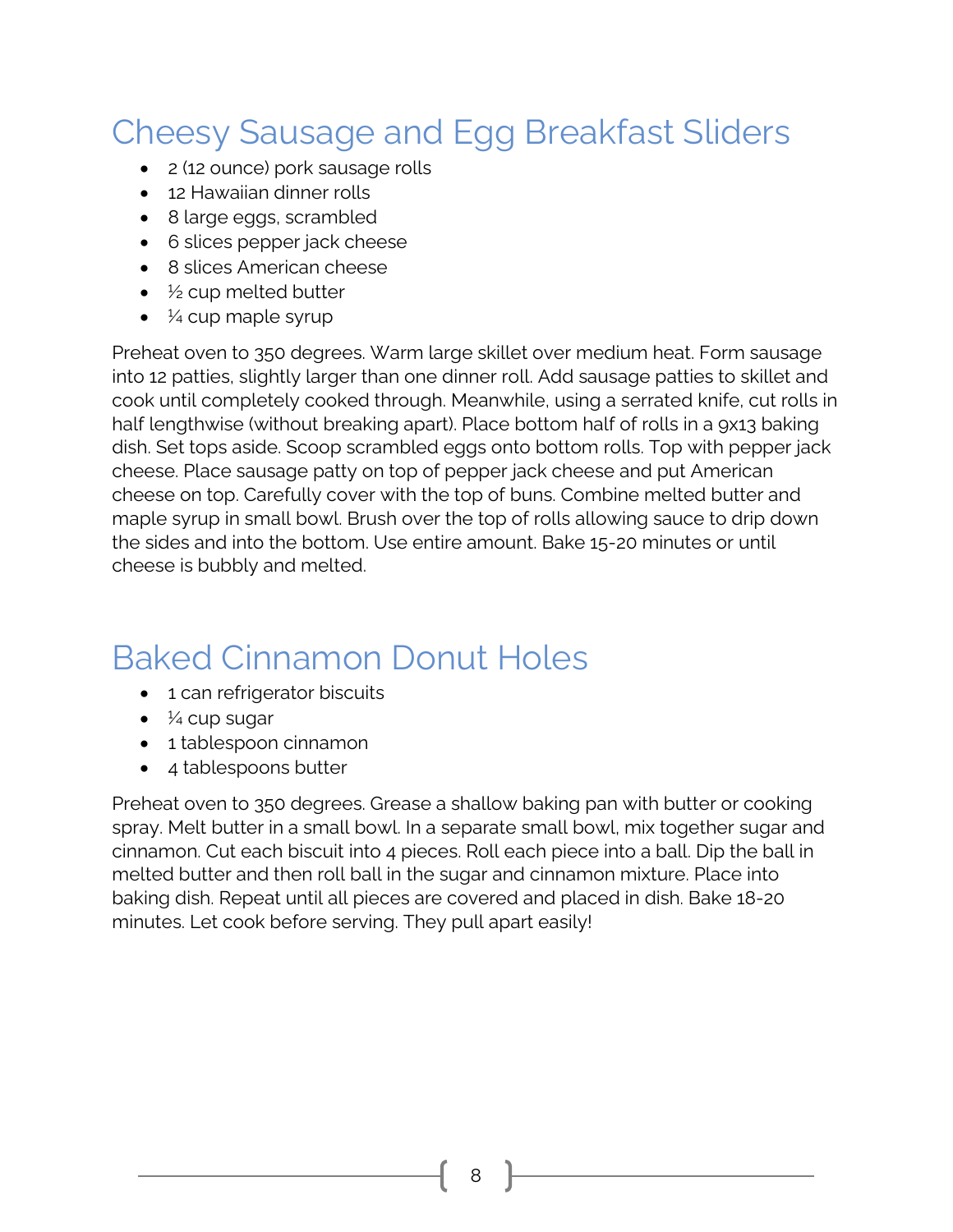# Cheesy Sausage and Egg Breakfast Sliders

- 2 (12 ounce) pork sausage rolls
- 12 Hawaiian dinner rolls
- 8 large eggs, scrambled
- 6 slices pepper jack cheese
- 8 slices American cheese
- ½ cup melted butter
- ¼ cup maple syrup

Preheat oven to 350 degrees. Warm large skillet over medium heat. Form sausage into 12 patties, slightly larger than one dinner roll. Add sausage patties to skillet and cook until completely cooked through. Meanwhile, using a serrated knife, cut rolls in half lengthwise (without breaking apart). Place bottom half of rolls in a 9x13 baking dish. Set tops aside. Scoop scrambled eggs onto bottom rolls. Top with pepper jack cheese. Place sausage patty on top of pepper jack cheese and put American cheese on top. Carefully cover with the top of buns. Combine melted butter and maple syrup in small bowl. Brush over the top of rolls allowing sauce to drip down the sides and into the bottom. Use entire amount. Bake 15-20 minutes or until cheese is bubbly and melted.

# Baked Cinnamon Donut Holes

- 1 can refrigerator biscuits
- ¼ cup sugar
- 1 tablespoon cinnamon
- 4 tablespoons butter

Preheat oven to 350 degrees. Grease a shallow baking pan with butter or cooking spray. Melt butter in a small bowl. In a separate small bowl, mix together sugar and cinnamon. Cut each biscuit into 4 pieces. Roll each piece into a ball. Dip the ball in melted butter and then roll ball in the sugar and cinnamon mixture. Place into baking dish. Repeat until all pieces are covered and placed in dish. Bake 18-20 minutes. Let cook before serving. They pull apart easily!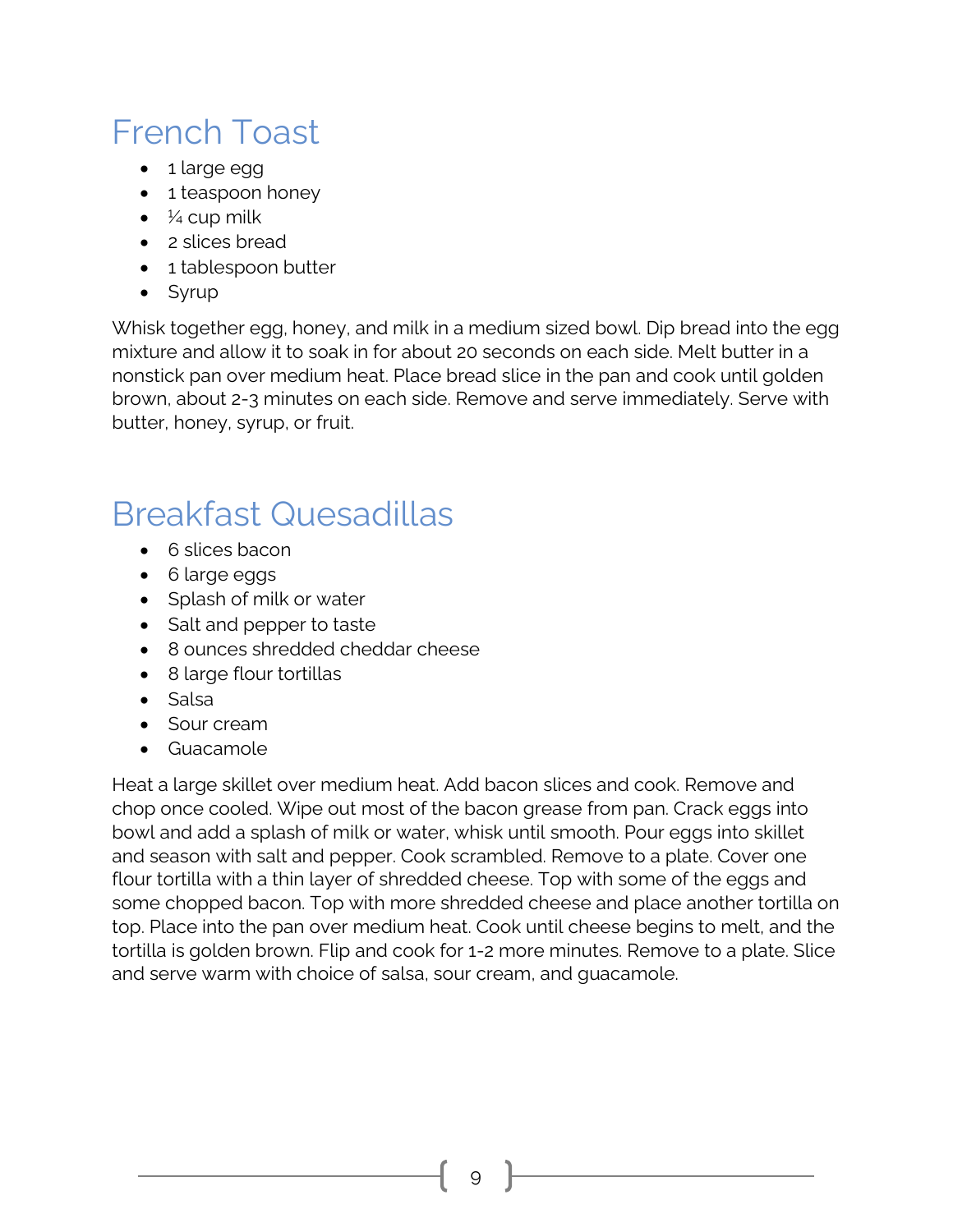# French Toast

- 1 large egg
- 1 teaspoon honey
- ¼ cup milk
- 2 slices bread
- 1 tablespoon butter
- Syrup

Whisk together egg, honey, and milk in a medium sized bowl. Dip bread into the egg mixture and allow it to soak in for about 20 seconds on each side. Melt butter in a nonstick pan over medium heat. Place bread slice in the pan and cook until golden brown, about 2-3 minutes on each side. Remove and serve immediately. Serve with butter, honey, syrup, or fruit.

# Breakfast Quesadillas

- 6 slices bacon
- 6 large eggs
- Splash of milk or water
- Salt and pepper to taste
- 8 ounces shredded cheddar cheese
- 8 large flour tortillas
- Salsa
- Sour cream
- Guacamole

Heat a large skillet over medium heat. Add bacon slices and cook. Remove and chop once cooled. Wipe out most of the bacon grease from pan. Crack eggs into bowl and add a splash of milk or water, whisk until smooth. Pour eggs into skillet and season with salt and pepper. Cook scrambled. Remove to a plate. Cover one flour tortilla with a thin layer of shredded cheese. Top with some of the eggs and some chopped bacon. Top with more shredded cheese and place another tortilla on top. Place into the pan over medium heat. Cook until cheese begins to melt, and the tortilla is golden brown. Flip and cook for 1-2 more minutes. Remove to a plate. Slice and serve warm with choice of salsa, sour cream, and guacamole.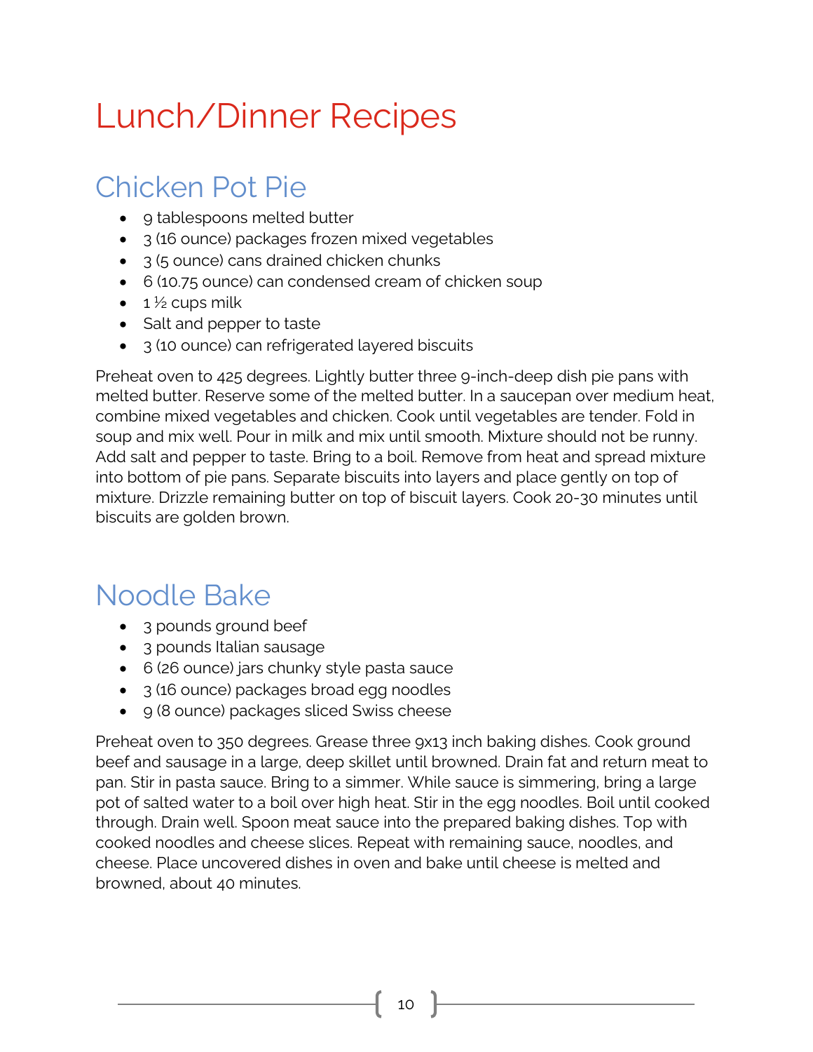# Lunch/Dinner Recipes

## Chicken Pot Pie

- 9 tablespoons melted butter
- 3 (16 ounce) packages frozen mixed vegetables
- 3 (5 ounce) cans drained chicken chunks
- 6 (10.75 ounce) can condensed cream of chicken soup
- 1 ½ cups milk
- Salt and pepper to taste
- 3 (10 ounce) can refrigerated layered biscuits

Preheat oven to 425 degrees. Lightly butter three 9-inch-deep dish pie pans with melted butter. Reserve some of the melted butter. In a saucepan over medium heat, combine mixed vegetables and chicken. Cook until vegetables are tender. Fold in soup and mix well. Pour in milk and mix until smooth. Mixture should not be runny. Add salt and pepper to taste. Bring to a boil. Remove from heat and spread mixture into bottom of pie pans. Separate biscuits into layers and place gently on top of mixture. Drizzle remaining butter on top of biscuit layers. Cook 20-30 minutes until biscuits are golden brown.

## Noodle Bake

- 3 pounds ground beef
- 3 pounds Italian sausage
- 6 (26 ounce) jars chunky style pasta sauce
- 3 (16 ounce) packages broad egg noodles
- 9 (8 ounce) packages sliced Swiss cheese

Preheat oven to 350 degrees. Grease three 9x13 inch baking dishes. Cook ground beef and sausage in a large, deep skillet until browned. Drain fat and return meat to pan. Stir in pasta sauce. Bring to a simmer. While sauce is simmering, bring a large pot of salted water to a boil over high heat. Stir in the egg noodles. Boil until cooked through. Drain well. Spoon meat sauce into the prepared baking dishes. Top with cooked noodles and cheese slices. Repeat with remaining sauce, noodles, and cheese. Place uncovered dishes in oven and bake until cheese is melted and browned, about 40 minutes.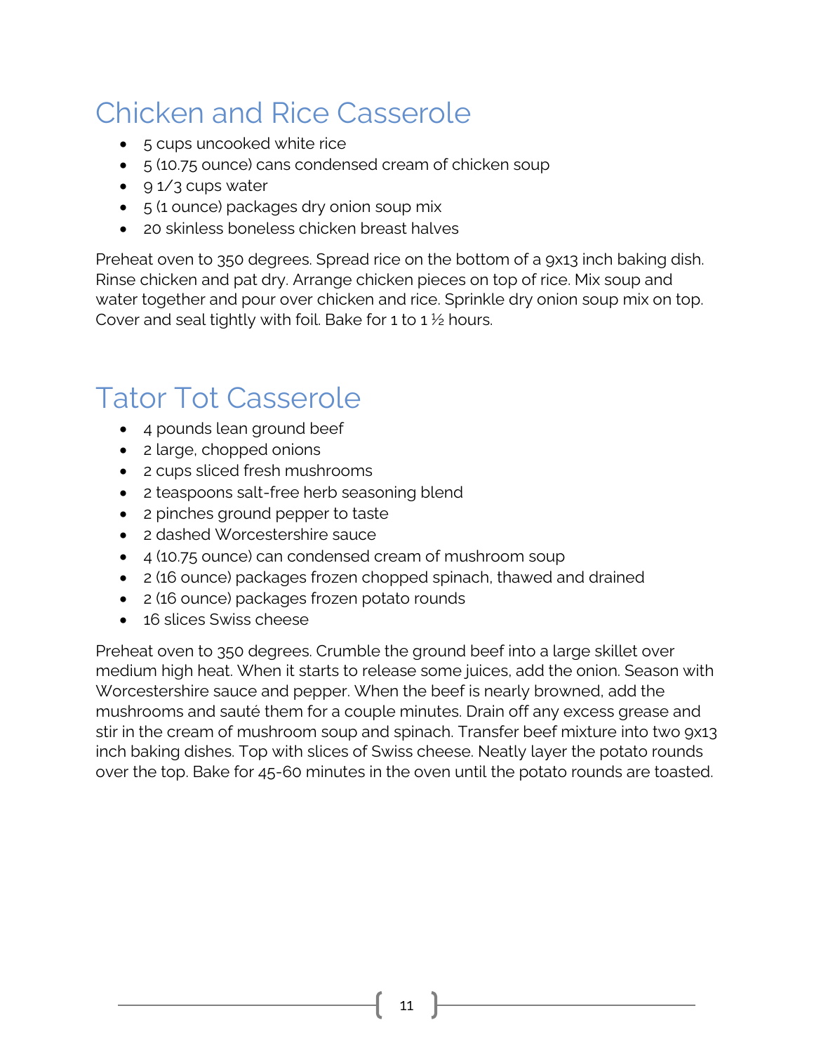# Chicken and Rice Casserole

- 5 cups uncooked white rice
- 5 (10.75 ounce) cans condensed cream of chicken soup
- 9 1/3 cups water
- 5 (1 ounce) packages dry onion soup mix
- 20 skinless boneless chicken breast halves

Preheat oven to 350 degrees. Spread rice on the bottom of a 9x13 inch baking dish. Rinse chicken and pat dry. Arrange chicken pieces on top of rice. Mix soup and water together and pour over chicken and rice. Sprinkle dry onion soup mix on top. Cover and seal tightly with foil. Bake for 1 to 1 ½ hours.

# Tator Tot Casserole

- 4 pounds lean ground beef
- 2 large, chopped onions
- 2 cups sliced fresh mushrooms
- 2 teaspoons salt-free herb seasoning blend
- 2 pinches ground pepper to taste
- 2 dashed Worcestershire sauce
- 4 (10.75 ounce) can condensed cream of mushroom soup
- 2 (16 ounce) packages frozen chopped spinach, thawed and drained
- 2 (16 ounce) packages frozen potato rounds
- 16 slices Swiss cheese

Preheat oven to 350 degrees. Crumble the ground beef into a large skillet over medium high heat. When it starts to release some juices, add the onion. Season with Worcestershire sauce and pepper. When the beef is nearly browned, add the mushrooms and sauté them for a couple minutes. Drain off any excess grease and stir in the cream of mushroom soup and spinach. Transfer beef mixture into two 9x13 inch baking dishes. Top with slices of Swiss cheese. Neatly layer the potato rounds over the top. Bake for 45-60 minutes in the oven until the potato rounds are toasted.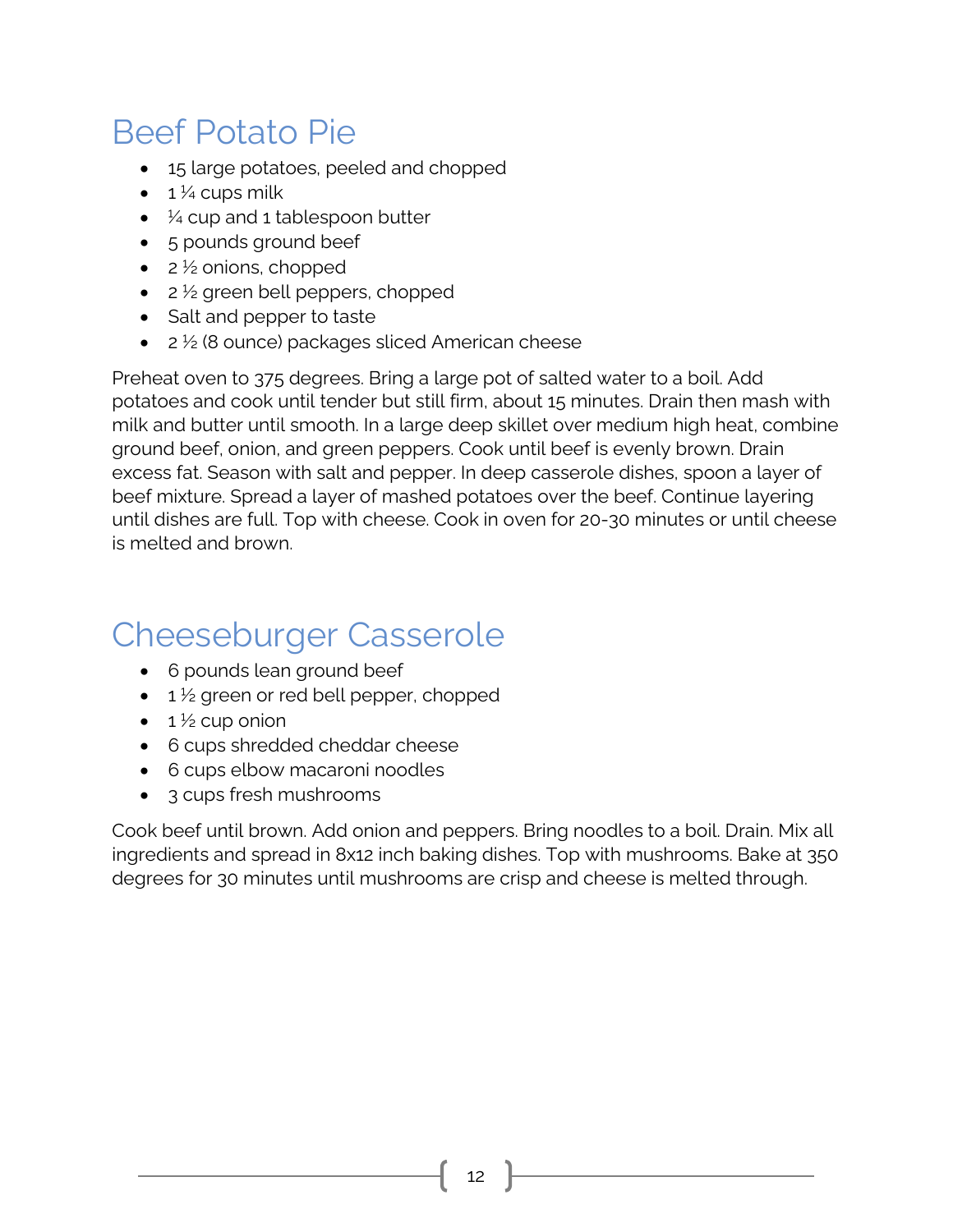# Beef Potato Pie

- 15 large potatoes, peeled and chopped
- 1 ¼ cups milk
- ¼ cup and 1 tablespoon butter
- 5 pounds ground beef
- 2 ½ onions, chopped
- 2 ½ green bell peppers, chopped
- Salt and pepper to taste
- 2 ½ (8 ounce) packages sliced American cheese

Preheat oven to 375 degrees. Bring a large pot of salted water to a boil. Add potatoes and cook until tender but still firm, about 15 minutes. Drain then mash with milk and butter until smooth. In a large deep skillet over medium high heat, combine ground beef, onion, and green peppers. Cook until beef is evenly brown. Drain excess fat. Season with salt and pepper. In deep casserole dishes, spoon a layer of beef mixture. Spread a layer of mashed potatoes over the beef. Continue layering until dishes are full. Top with cheese. Cook in oven for 20-30 minutes or until cheese is melted and brown.

# Cheeseburger Casserole

- 6 pounds lean ground beef
- 1 ½ green or red bell pepper, chopped
- 1 ½ cup onion
- 6 cups shredded cheddar cheese
- 6 cups elbow macaroni noodles
- 3 cups fresh mushrooms

Cook beef until brown. Add onion and peppers. Bring noodles to a boil. Drain. Mix all ingredients and spread in 8x12 inch baking dishes. Top with mushrooms. Bake at 350 degrees for 30 minutes until mushrooms are crisp and cheese is melted through.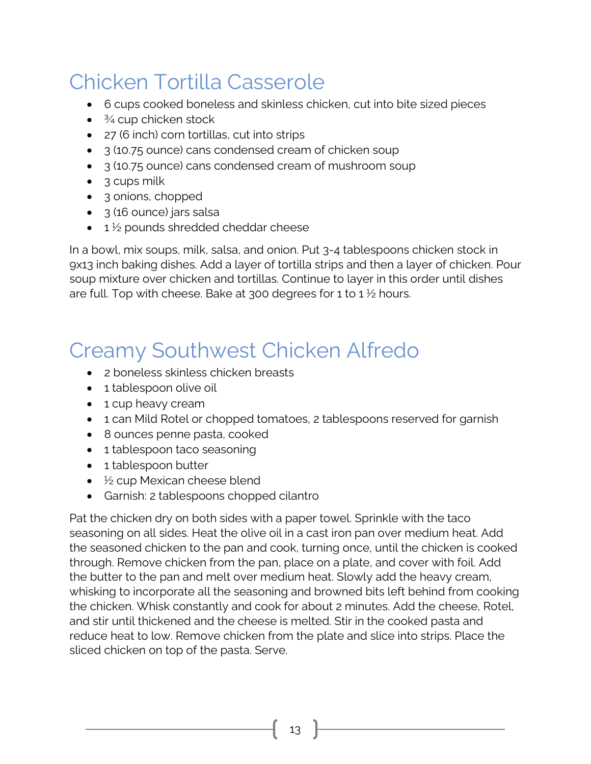# Chicken Tortilla Casserole

- 6 cups cooked boneless and skinless chicken, cut into bite sized pieces
- ¾ cup chicken stock
- 27 (6 inch) corn tortillas, cut into strips
- 3 (10.75 ounce) cans condensed cream of chicken soup
- 3 (10.75 ounce) cans condensed cream of mushroom soup
- 3 cups milk
- 3 onions, chopped
- 3 (16 ounce) jars salsa
- 1 ½ pounds shredded cheddar cheese

In a bowl, mix soups, milk, salsa, and onion. Put 3-4 tablespoons chicken stock in 9x13 inch baking dishes. Add a layer of tortilla strips and then a layer of chicken. Pour soup mixture over chicken and tortillas. Continue to layer in this order until dishes are full. Top with cheese. Bake at 300 degrees for 1 to 1 ½ hours.

# Creamy Southwest Chicken Alfredo

- 2 boneless skinless chicken breasts
- 1 tablespoon olive oil
- 1 cup heavy cream
- 1 can Mild Rotel or chopped tomatoes, 2 tablespoons reserved for garnish
- 8 ounces penne pasta, cooked
- 1 tablespoon taco seasoning
- 1 tablespoon butter
- ½ cup Mexican cheese blend
- Garnish: 2 tablespoons chopped cilantro

Pat the chicken dry on both sides with a paper towel. Sprinkle with the taco seasoning on all sides. Heat the olive oil in a cast iron pan over medium heat. Add the seasoned chicken to the pan and cook, turning once, until the chicken is cooked through. Remove chicken from the pan, place on a plate, and cover with foil. Add the butter to the pan and melt over medium heat. Slowly add the heavy cream, whisking to incorporate all the seasoning and browned bits left behind from cooking the chicken. Whisk constantly and cook for about 2 minutes. Add the cheese, Rotel, and stir until thickened and the cheese is melted. Stir in the cooked pasta and reduce heat to low. Remove chicken from the plate and slice into strips. Place the sliced chicken on top of the pasta. Serve.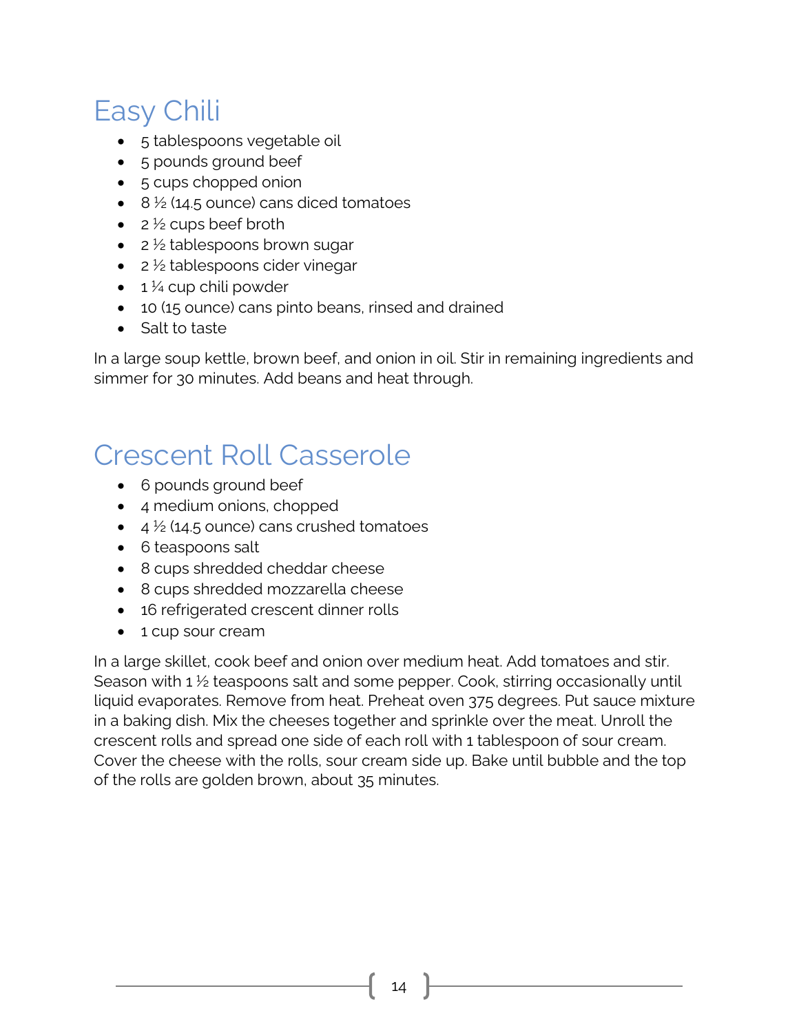# Easy Chili

- 5 tablespoons vegetable oil
- 5 pounds ground beef
- 5 cups chopped onion
- 8 ½ (14.5 ounce) cans diced tomatoes
- 2 ½ cups beef broth
- 2 ½ tablespoons brown sugar
- 2 ½ tablespoons cider vinegar
- 1 ¼ cup chili powder
- 10 (15 ounce) cans pinto beans, rinsed and drained
- Salt to taste

In a large soup kettle, brown beef, and onion in oil. Stir in remaining ingredients and simmer for 30 minutes. Add beans and heat through.

# Crescent Roll Casserole

- 6 pounds ground beef
- 4 medium onions, chopped
- 4 ½ (14.5 ounce) cans crushed tomatoes
- 6 teaspoons salt
- 8 cups shredded cheddar cheese
- 8 cups shredded mozzarella cheese
- 16 refrigerated crescent dinner rolls
- 1 cup sour cream

In a large skillet, cook beef and onion over medium heat. Add tomatoes and stir. Season with 1 ½ teaspoons salt and some pepper. Cook, stirring occasionally until liquid evaporates. Remove from heat. Preheat oven 375 degrees. Put sauce mixture in a baking dish. Mix the cheeses together and sprinkle over the meat. Unroll the crescent rolls and spread one side of each roll with 1 tablespoon of sour cream. Cover the cheese with the rolls, sour cream side up. Bake until bubble and the top of the rolls are golden brown, about 35 minutes.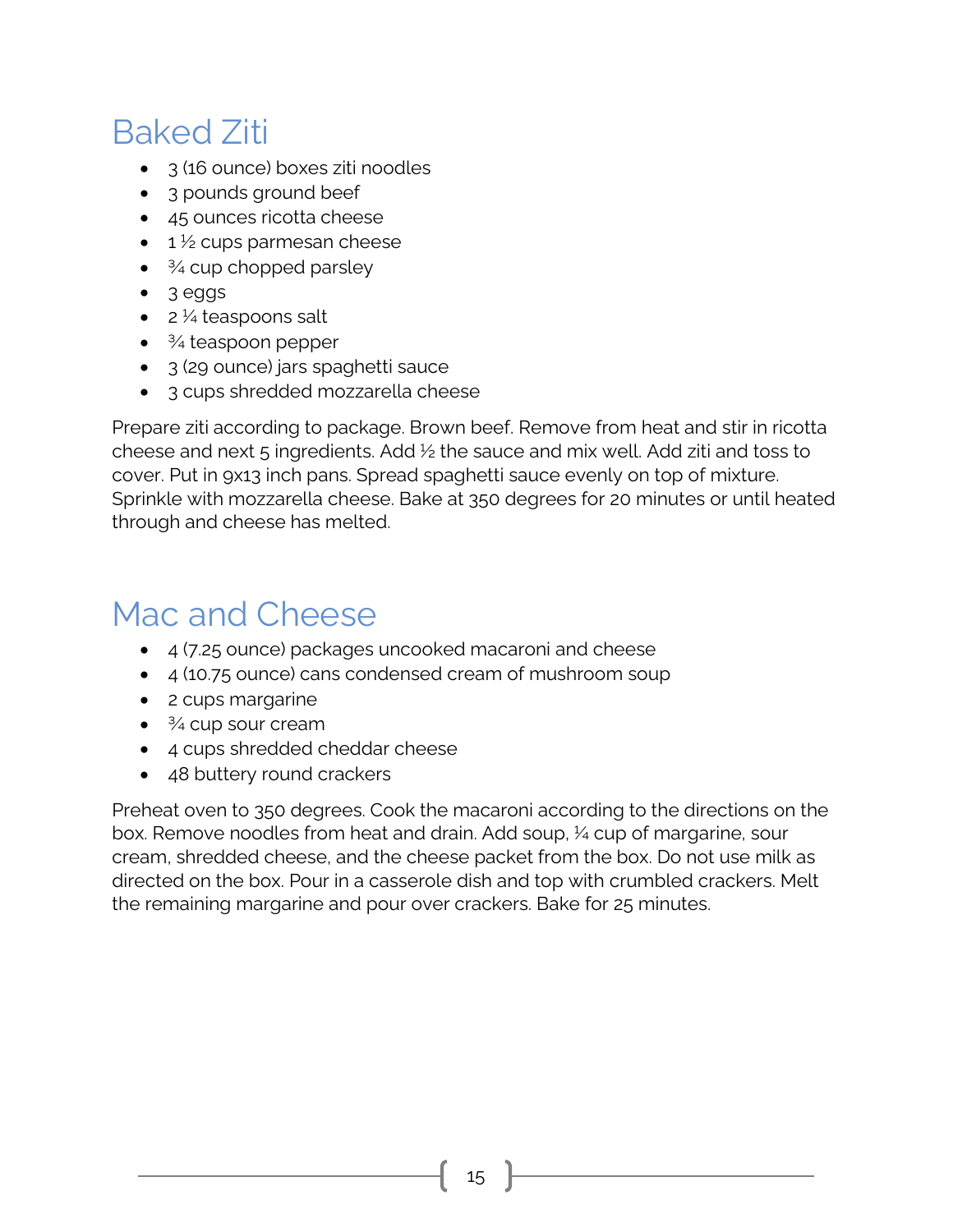# Baked Ziti

- 3 (16 ounce) boxes ziti noodles
- 3 pounds ground beef
- 45 ounces ricotta cheese
- 1 ½ cups parmesan cheese
- ¾ cup chopped parsley
- 3 eggs
- 2 ¼ teaspoons salt
- ¾ teaspoon pepper
- 3 (29 ounce) jars spaghetti sauce
- 3 cups shredded mozzarella cheese

Prepare ziti according to package. Brown beef. Remove from heat and stir in ricotta cheese and next 5 ingredients. Add ½ the sauce and mix well. Add ziti and toss to cover. Put in 9x13 inch pans. Spread spaghetti sauce evenly on top of mixture. Sprinkle with mozzarella cheese. Bake at 350 degrees for 20 minutes or until heated through and cheese has melted.

# Mac and Cheese

- 4 (7.25 ounce) packages uncooked macaroni and cheese
- 4 (10.75 ounce) cans condensed cream of mushroom soup
- 2 cups margarine
- ¾ cup sour cream
- 4 cups shredded cheddar cheese
- 48 buttery round crackers

Preheat oven to 350 degrees. Cook the macaroni according to the directions on the box. Remove noodles from heat and drain. Add soup, ¼ cup of margarine, sour cream, shredded cheese, and the cheese packet from the box. Do not use milk as directed on the box. Pour in a casserole dish and top with crumbled crackers. Melt the remaining margarine and pour over crackers. Bake for 25 minutes.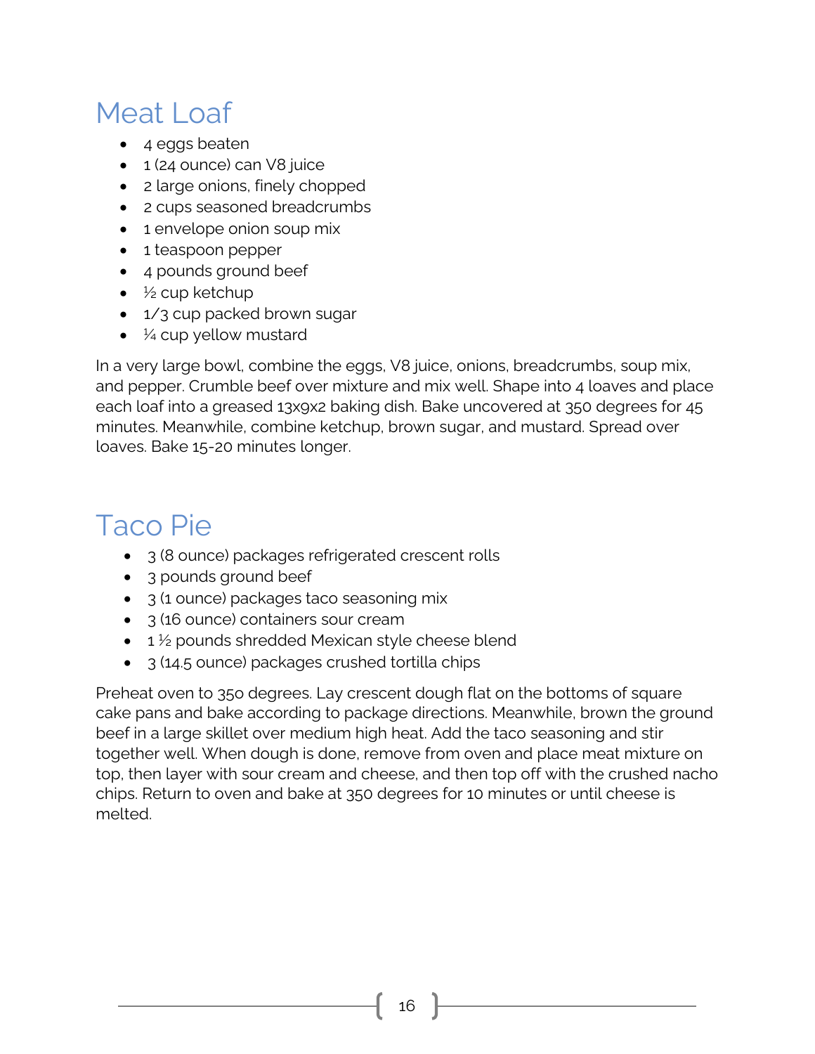# Meat Loaf

- 4 eggs beaten
- 1 (24 ounce) can V8 juice
- 2 large onions, finely chopped
- 2 cups seasoned breadcrumbs
- 1 envelope onion soup mix
- 1 teaspoon pepper
- 4 pounds ground beef
- ½ cup ketchup
- 1/3 cup packed brown sugar
- ¼ cup yellow mustard

In a very large bowl, combine the eggs, V8 juice, onions, breadcrumbs, soup mix, and pepper. Crumble beef over mixture and mix well. Shape into 4 loaves and place each loaf into a greased 13x9x2 baking dish. Bake uncovered at 350 degrees for 45 minutes. Meanwhile, combine ketchup, brown sugar, and mustard. Spread over loaves. Bake 15-20 minutes longer.

# Taco Pie

- 3 (8 ounce) packages refrigerated crescent rolls
- 3 pounds ground beef
- 3 (1 ounce) packages taco seasoning mix
- 3 (16 ounce) containers sour cream
- 1 ½ pounds shredded Mexican style cheese blend
- 3 (14.5 ounce) packages crushed tortilla chips

Preheat oven to 350 degrees. Lay crescent dough flat on the bottoms of square cake pans and bake according to package directions. Meanwhile, brown the ground beef in a large skillet over medium high heat. Add the taco seasoning and stir together well. When dough is done, remove from oven and place meat mixture on top, then layer with sour cream and cheese, and then top off with the crushed nacho chips. Return to oven and bake at 350 degrees for 10 minutes or until cheese is melted.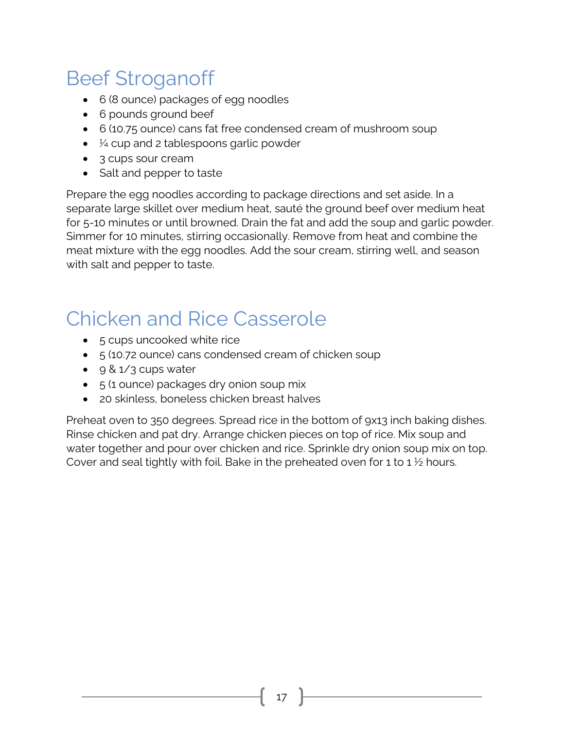# Beef Stroganoff

- 6 (8 ounce) packages of egg noodles
- 6 pounds ground beef
- 6 (10.75 ounce) cans fat free condensed cream of mushroom soup
- ¼ cup and 2 tablespoons garlic powder
- 3 cups sour cream
- Salt and pepper to taste

Prepare the egg noodles according to package directions and set aside. In a separate large skillet over medium heat, sauté the ground beef over medium heat for 5-10 minutes or until browned. Drain the fat and add the soup and garlic powder. Simmer for 10 minutes, stirring occasionally. Remove from heat and combine the meat mixture with the egg noodles. Add the sour cream, stirring well, and season with salt and pepper to taste.

# Chicken and Rice Casserole

- 5 cups uncooked white rice
- 5 (10.72 ounce) cans condensed cream of chicken soup
- 9 & 1/3 cups water
- 5 (1 ounce) packages dry onion soup mix
- 20 skinless, boneless chicken breast halves

Preheat oven to 350 degrees. Spread rice in the bottom of 9x13 inch baking dishes. Rinse chicken and pat dry. Arrange chicken pieces on top of rice. Mix soup and water together and pour over chicken and rice. Sprinkle dry onion soup mix on top. Cover and seal tightly with foil. Bake in the preheated oven for 1 to 1 ½ hours.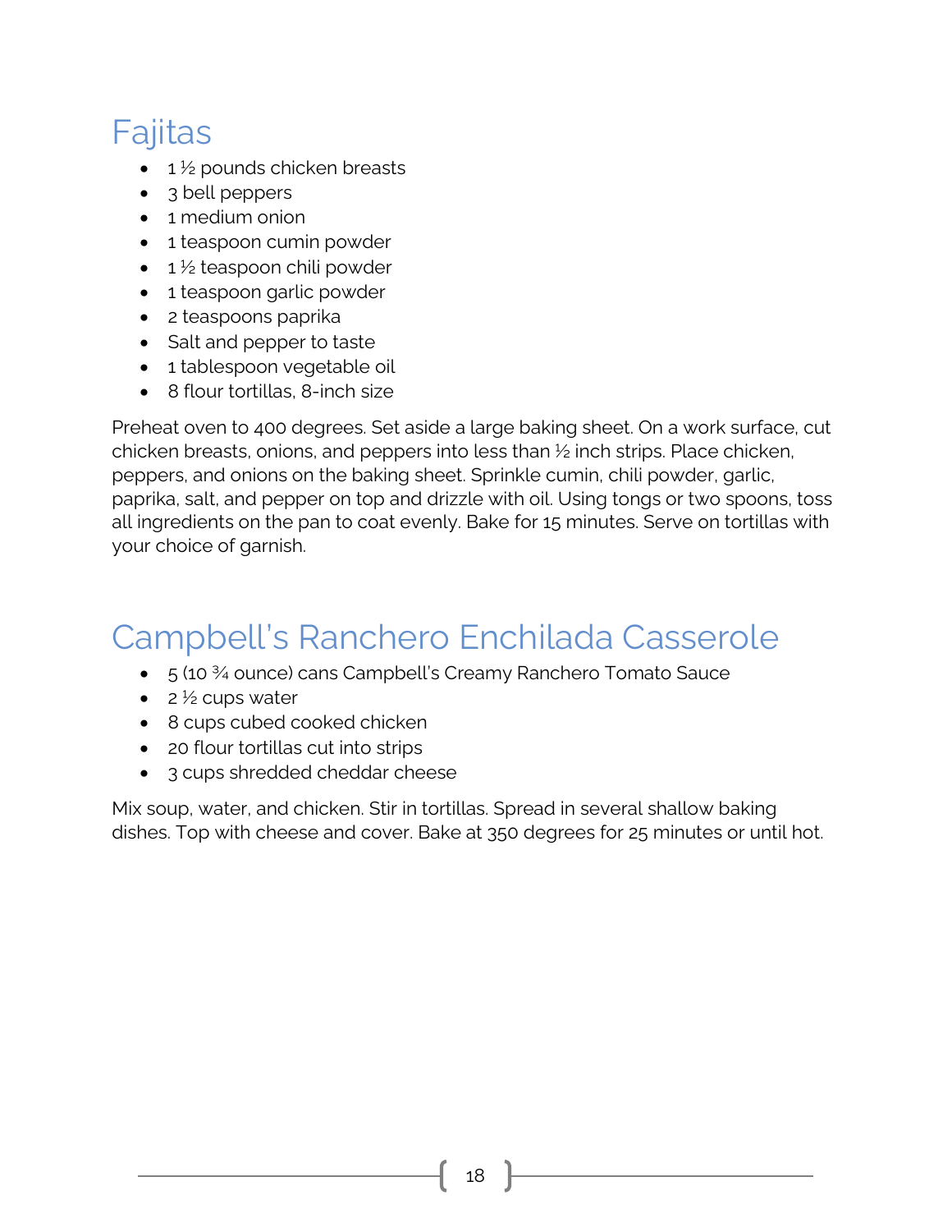# Fajitas

- 1 ½ pounds chicken breasts
- 3 bell peppers
- 1 medium onion
- 1 teaspoon cumin powder
- 1 ½ teaspoon chili powder
- 1 teaspoon garlic powder
- 2 teaspoons paprika
- Salt and pepper to taste
- 1 tablespoon vegetable oil
- 8 flour tortillas, 8-inch size

Preheat oven to 400 degrees. Set aside a large baking sheet. On a work surface, cut chicken breasts, onions, and peppers into less than ½ inch strips. Place chicken, peppers, and onions on the baking sheet. Sprinkle cumin, chili powder, garlic, paprika, salt, and pepper on top and drizzle with oil. Using tongs or two spoons, toss all ingredients on the pan to coat evenly. Bake for 15 minutes. Serve on tortillas with your choice of garnish.

# Campbell's Ranchero Enchilada Casserole

- 5 (10 ¾ ounce) cans Campbell's Creamy Ranchero Tomato Sauce
- 2 ½ cups water
- 8 cups cubed cooked chicken
- 20 flour tortillas cut into strips
- 3 cups shredded cheddar cheese

Mix soup, water, and chicken. Stir in tortillas. Spread in several shallow baking dishes. Top with cheese and cover. Bake at 350 degrees for 25 minutes or until hot.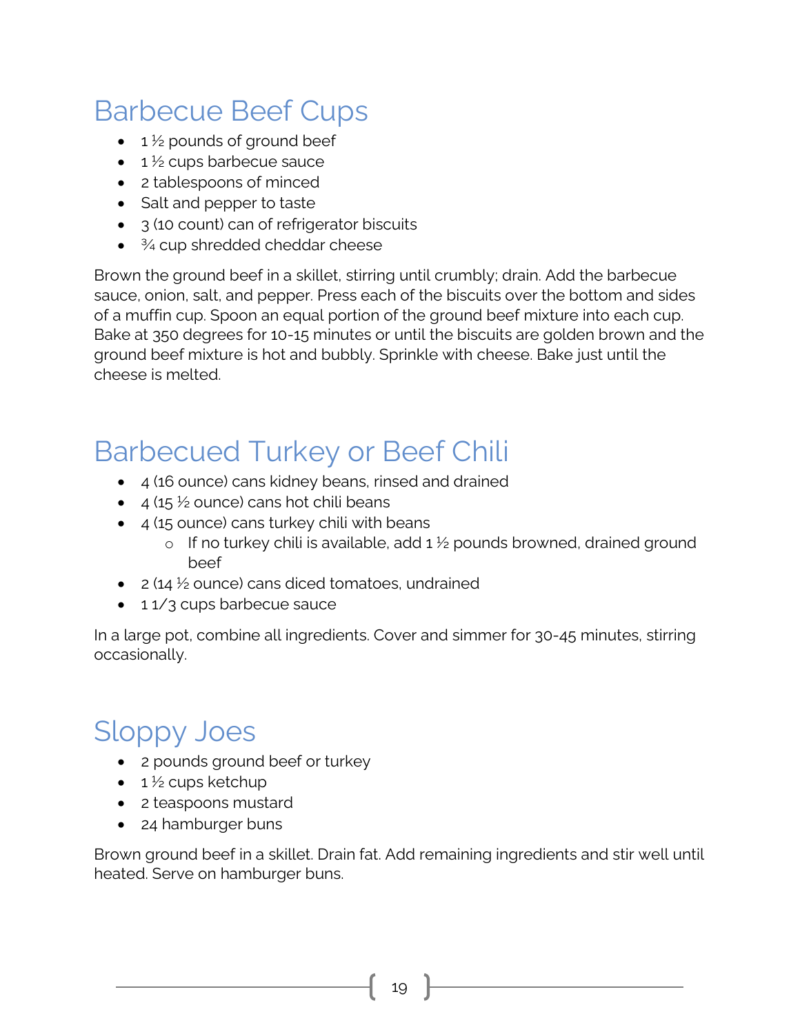# Barbecue Beef Cups

- 1 ½ pounds of ground beef
- 1 ½ cups barbecue sauce
- 2 tablespoons of minced
- Salt and pepper to taste
- 3 (10 count) can of refrigerator biscuits
- ¾ cup shredded cheddar cheese

Brown the ground beef in a skillet, stirring until crumbly; drain. Add the barbecue sauce, onion, salt, and pepper. Press each of the biscuits over the bottom and sides of a muffin cup. Spoon an equal portion of the ground beef mixture into each cup. Bake at 350 degrees for 10-15 minutes or until the biscuits are golden brown and the ground beef mixture is hot and bubbly. Sprinkle with cheese. Bake just until the cheese is melted.

# Barbecued Turkey or Beef Chili

- 4 (16 ounce) cans kidney beans, rinsed and drained
- 4 (15 ½ ounce) cans hot chili beans
- 4 (15 ounce) cans turkey chili with beans
  - If no turkey chili is available, add 1 ½ pounds browned, drained ground beef
- 2 (14 ½ ounce) cans diced tomatoes, undrained
- 1 1/3 cups barbecue sauce

In a large pot, combine all ingredients. Cover and simmer for 30-45 minutes, stirring occasionally.

# Sloppy Joes

- 2 pounds ground beef or turkey
- 1 ½ cups ketchup
- 2 teaspoons mustard
- 24 hamburger buns

Brown ground beef in a skillet. Drain fat. Add remaining ingredients and stir well until heated. Serve on hamburger buns.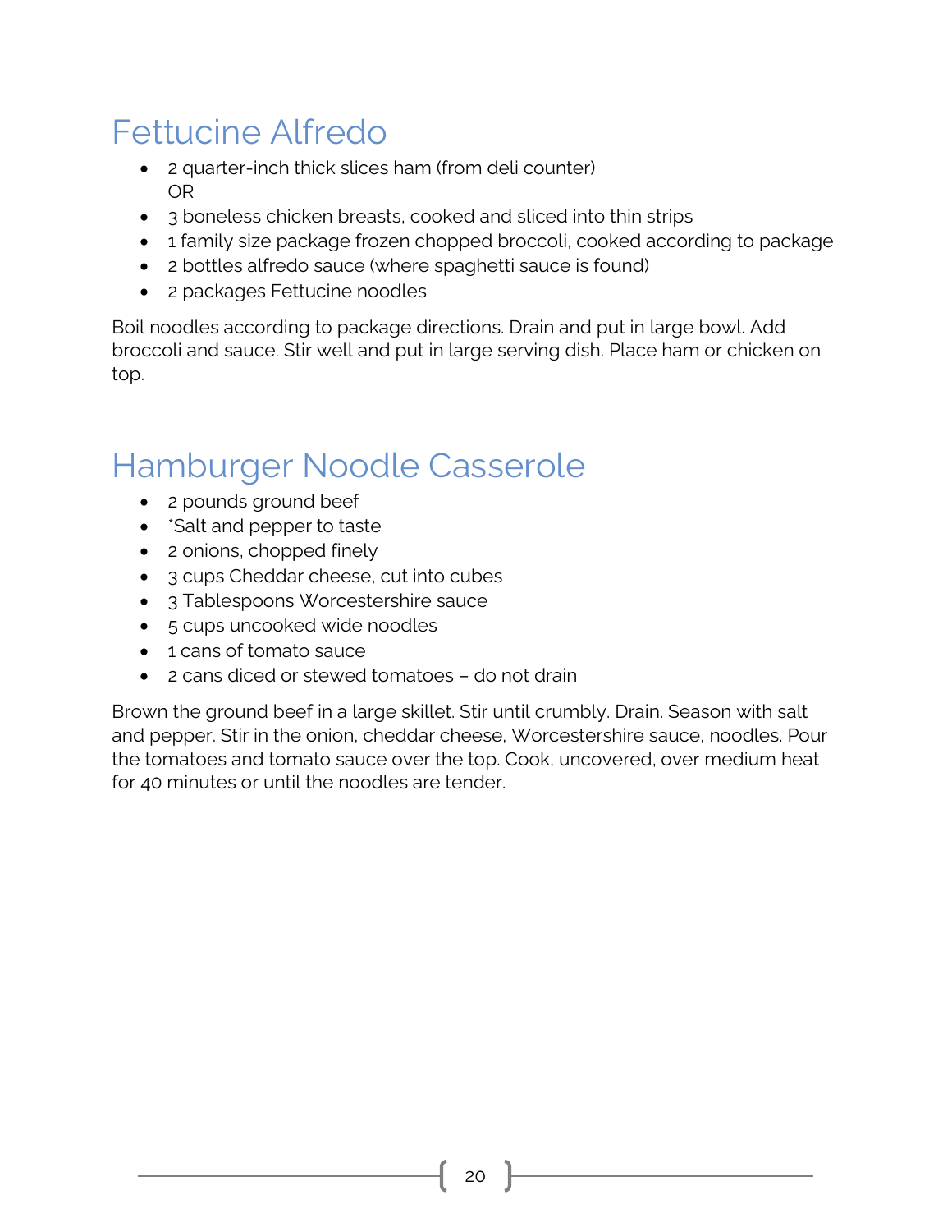# Fettucine Alfredo

- 2 quarter-inch thick slices ham (from deli counter)
  OR
- 3 boneless chicken breasts, cooked and sliced into thin strips
- 1 family size package frozen chopped broccoli, cooked according to package
- 2 bottles alfredo sauce (where spaghetti sauce is found)
- 2 packages Fettucine noodles

Boil noodles according to package directions. Drain and put in large bowl. Add broccoli and sauce. Stir well and put in large serving dish. Place ham or chicken on top.

# Hamburger Noodle Casserole

- 2 pounds ground beef
- *Salt and pepper to taste
- 2 onions, chopped finely
- 3 cups Cheddar cheese, cut into cubes
- 3 Tablespoons Worcestershire sauce
- 5 cups uncooked wide noodles
- 1 cans of tomato sauce
- 2 cans diced or stewed tomatoes – do not drain

Brown the ground beef in a large skillet. Stir until crumbly. Drain. Season with salt and pepper. Stir in the onion, cheddar cheese, Worcestershire sauce, noodles. Pour the tomatoes and tomato sauce over the top. Cook, uncovered, over medium heat for 40 minutes or until the noodles are tender.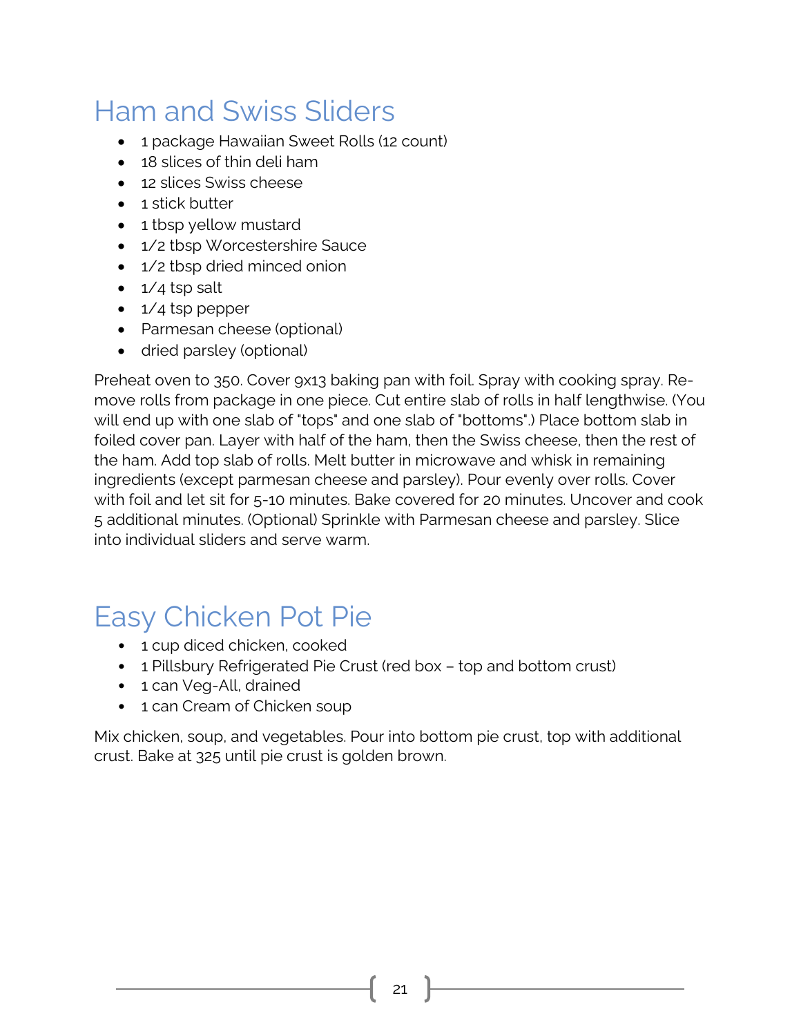# Ham and Swiss Sliders

- 1 package Hawaiian Sweet Rolls (12 count)
- 18 slices of thin deli ham
- 12 slices Swiss cheese
- 1 stick butter
- 1 tbsp yellow mustard
- 1/2 tbsp Worcestershire Sauce
- 1/2 tbsp dried minced onion
- 1/4 tsp salt
- 1/4 tsp pepper
- Parmesan cheese (optional)
- dried parsley (optional)

Preheat oven to 350. Cover 9x13 baking pan with foil. Spray with cooking spray. Remove rolls from package in one piece. Cut entire slab of rolls in half lengthwise. (You will end up with one slab of "tops" and one slab of "bottoms".) Place bottom slab in foiled cover pan. Layer with half of the ham, then the Swiss cheese, then the rest of the ham. Add top slab of rolls. Melt butter in microwave and whisk in remaining ingredients (except parmesan cheese and parsley). Pour evenly over rolls. Cover with foil and let sit for 5-10 minutes. Bake covered for 20 minutes. Uncover and cook 5 additional minutes. (Optional) Sprinkle with Parmesan cheese and parsley. Slice into individual sliders and serve warm.

# Easy Chicken Pot Pie

- 1 cup diced chicken, cooked
- 1 Pillsbury Refrigerated Pie Crust (red box – top and bottom crust)
- 1 can Veg-All, drained
- 1 can Cream of Chicken soup

Mix chicken, soup, and vegetables. Pour into bottom pie crust, top with additional crust. Bake at 325 until pie crust is golden brown.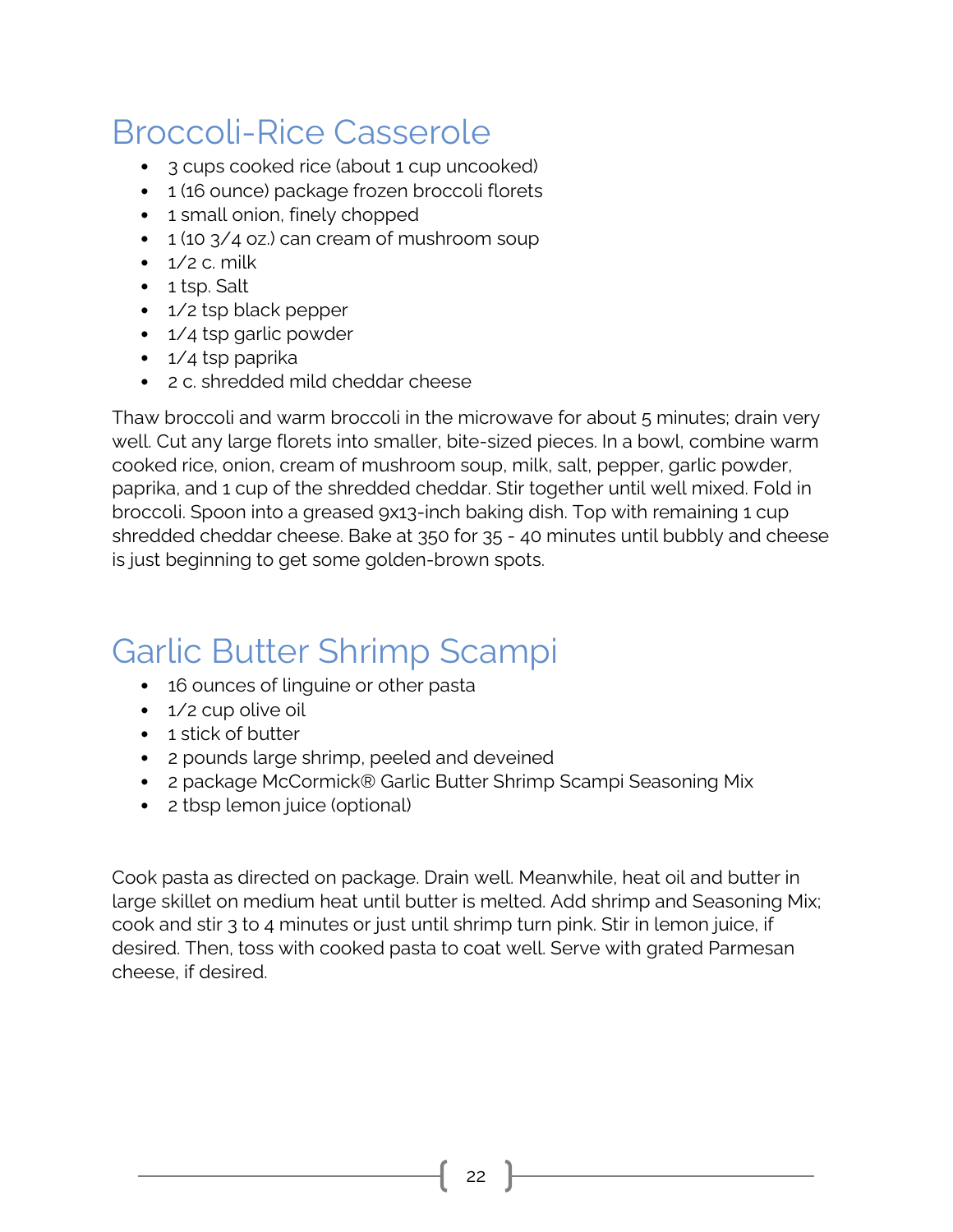# Broccoli-Rice Casserole

- 3 cups cooked rice (about 1 cup uncooked)
- 1 (16 ounce) package frozen broccoli florets
- 1 small onion, finely chopped
- 1 (10 3/4 oz.) can cream of mushroom soup
- 1/2 c. milk
- 1 tsp. Salt
- 1/2 tsp black pepper
- 1/4 tsp garlic powder
- 1/4 tsp paprika
- 2 c. shredded mild cheddar cheese

Thaw broccoli and warm broccoli in the microwave for about 5 minutes; drain very well. Cut any large florets into smaller, bite-sized pieces. In a bowl, combine warm cooked rice, onion, cream of mushroom soup, milk, salt, pepper, garlic powder, paprika, and 1 cup of the shredded cheddar. Stir together until well mixed. Fold in broccoli. Spoon into a greased 9x13-inch baking dish. Top with remaining 1 cup shredded cheddar cheese. Bake at 350 for 35 - 40 minutes until bubbly and cheese is just beginning to get some golden-brown spots.

# Garlic Butter Shrimp Scampi

- 16 ounces of linguine or other pasta
- 1/2 cup olive oil
- 1 stick of butter
- 2 pounds large shrimp, peeled and deveined
- 2 package McCormick® Garlic Butter Shrimp Scampi Seasoning Mix
- 2 tbsp lemon juice (optional)

Cook pasta as directed on package. Drain well. Meanwhile, heat oil and butter in large skillet on medium heat until butter is melted. Add shrimp and Seasoning Mix; cook and stir 3 to 4 minutes or just until shrimp turn pink. Stir in lemon juice, if desired. Then, toss with cooked pasta to coat well. Serve with grated Parmesan cheese, if desired.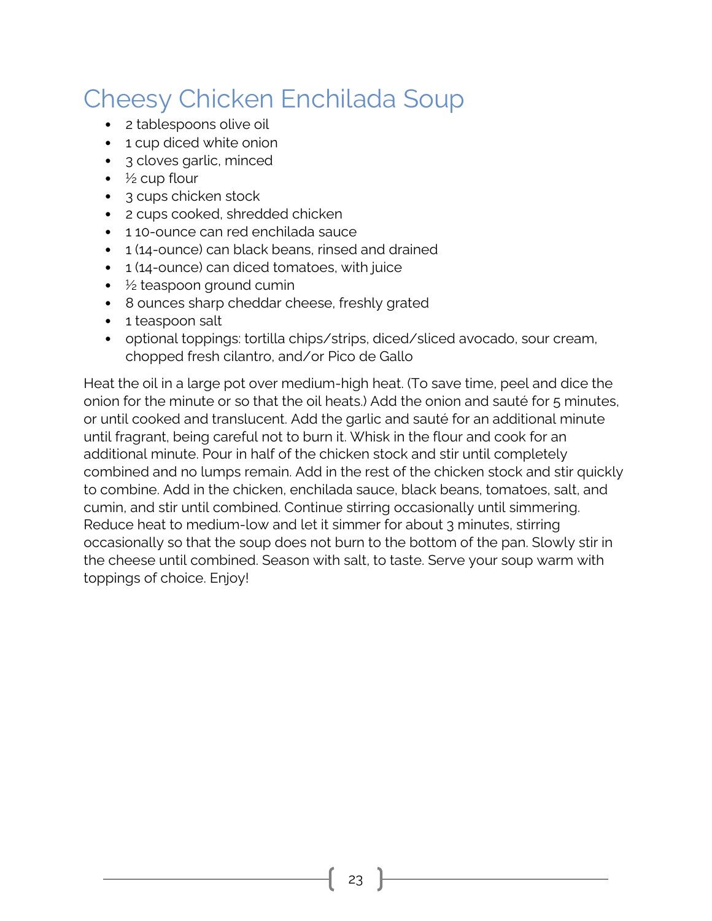# Cheesy Chicken Enchilada Soup

- 2 tablespoons olive oil
- 1 cup diced white onion
- 3 cloves garlic, minced
- ½ cup flour
- 3 cups chicken stock
- 2 cups cooked, shredded chicken
- 1 10-ounce can red enchilada sauce
- 1 (14-ounce) can black beans, rinsed and drained
- 1 (14-ounce) can diced tomatoes, with juice
- ½ teaspoon ground cumin
- 8 ounces sharp cheddar cheese, freshly grated
- 1 teaspoon salt
- optional toppings: tortilla chips/strips, diced/sliced avocado, sour cream, chopped fresh cilantro, and/or Pico de Gallo

Heat the oil in a large pot over medium-high heat. (To save time, peel and dice the onion for the minute or so that the oil heats.) Add the onion and sauté for 5 minutes, or until cooked and translucent. Add the garlic and sauté for an additional minute until fragrant, being careful not to burn it. Whisk in the flour and cook for an additional minute. Pour in half of the chicken stock and stir until completely combined and no lumps remain. Add in the rest of the chicken stock and stir quickly to combine. Add in the chicken, enchilada sauce, black beans, tomatoes, salt, and cumin, and stir until combined. Continue stirring occasionally until simmering. Reduce heat to medium-low and let it simmer for about 3 minutes, stirring occasionally so that the soup does not burn to the bottom of the pan. Slowly stir in the cheese until combined. Season with salt, to taste. Serve your soup warm with toppings of choice. Enjoy!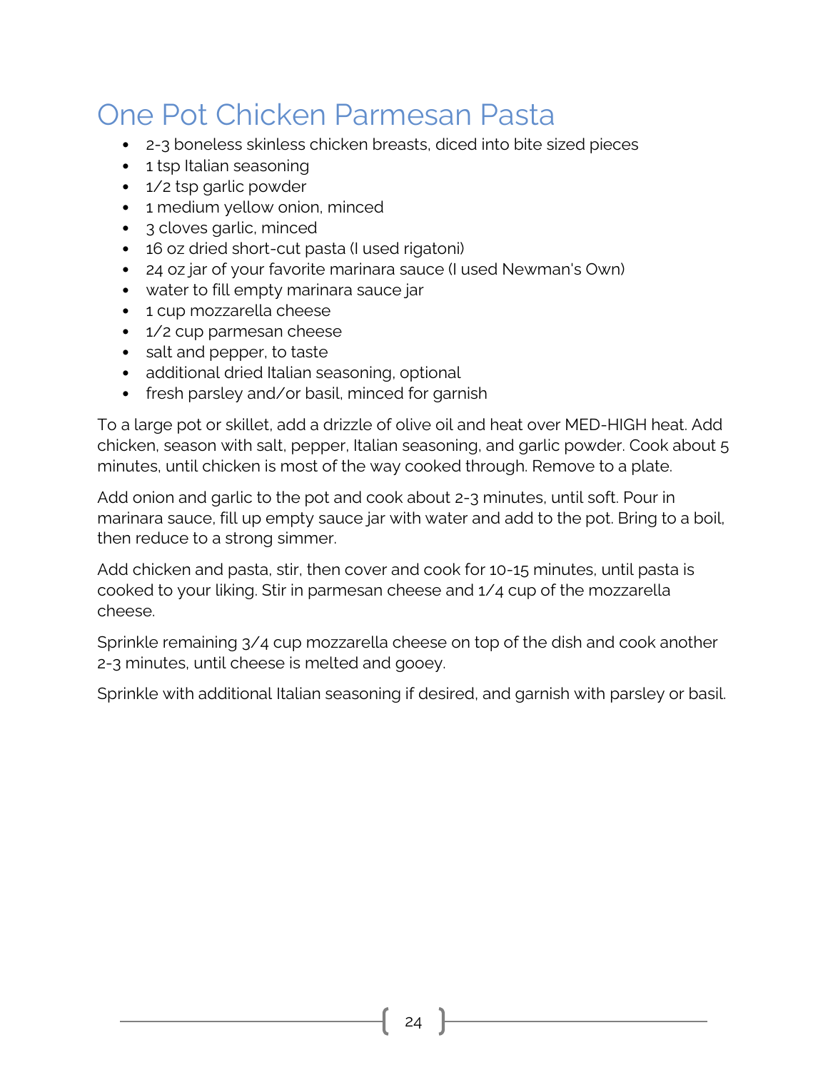# One Pot Chicken Parmesan Pasta

- 2-3 boneless skinless chicken breasts, diced into bite sized pieces
- 1 tsp Italian seasoning
- 1/2 tsp garlic powder
- 1 medium yellow onion, minced
- 3 cloves garlic, minced
- 16 oz dried short-cut pasta (I used rigatoni)
- 24 oz jar of your favorite marinara sauce (I used Newman's Own)
- water to fill empty marinara sauce jar
- 1 cup mozzarella cheese
- 1/2 cup parmesan cheese
- salt and pepper, to taste
- additional dried Italian seasoning, optional
- fresh parsley and/or basil, minced for garnish

To a large pot or skillet, add a drizzle of olive oil and heat over MED-HIGH heat. Add chicken, season with salt, pepper, Italian seasoning, and garlic powder. Cook about 5 minutes, until chicken is most of the way cooked through. Remove to a plate.

Add onion and garlic to the pot and cook about 2-3 minutes, until soft. Pour in marinara sauce, fill up empty sauce jar with water and add to the pot. Bring to a boil, then reduce to a strong simmer.

Add chicken and pasta, stir, then cover and cook for 10-15 minutes, until pasta is cooked to your liking. Stir in parmesan cheese and 1/4 cup of the mozzarella cheese.

Sprinkle remaining 3/4 cup mozzarella cheese on top of the dish and cook another 2-3 minutes, until cheese is melted and gooey.

Sprinkle with additional Italian seasoning if desired, and garnish with parsley or basil.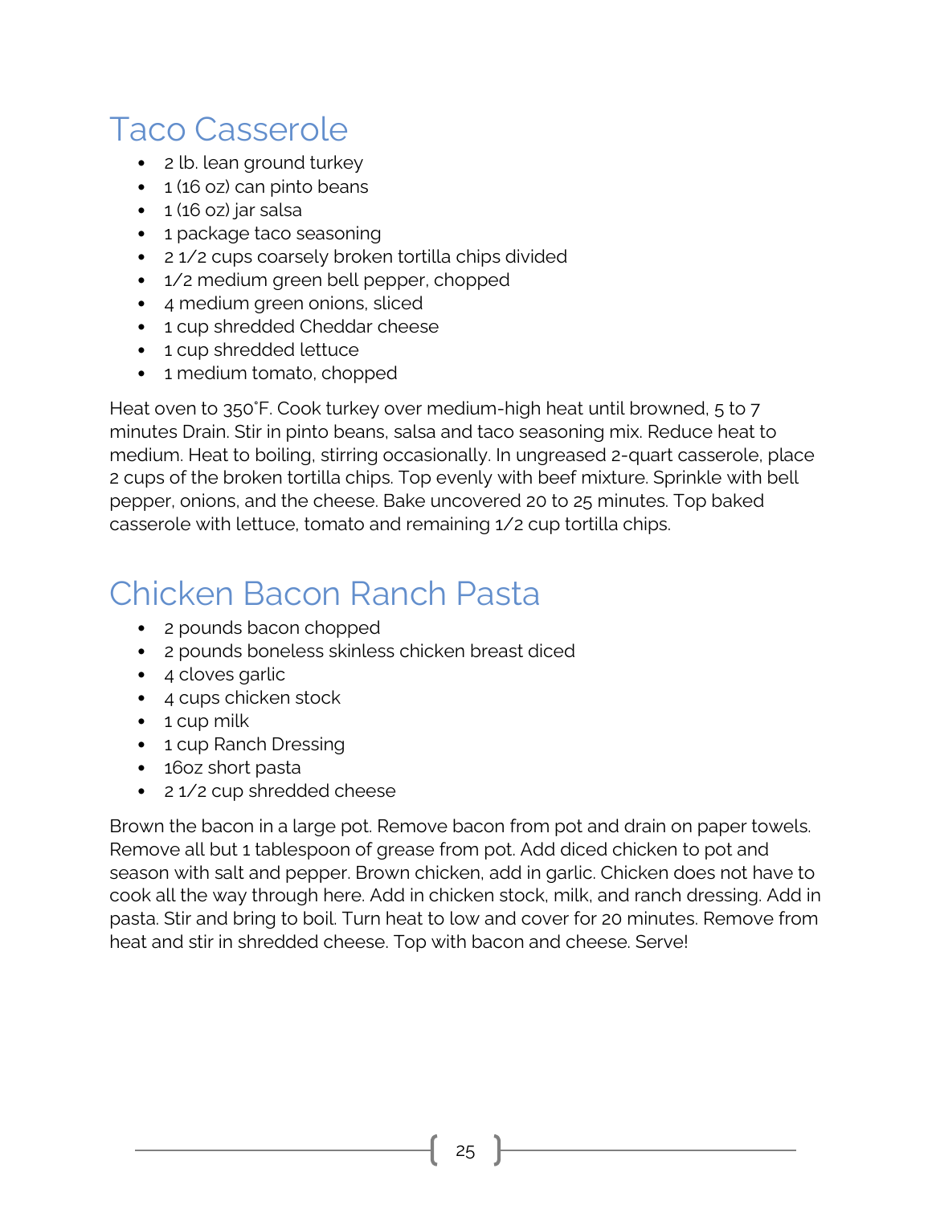# Taco Casserole

- 2 lb. lean ground turkey
- 1 (16 oz) can pinto beans
- 1 (16 oz) jar salsa
- 1 package taco seasoning
- 2 1/2 cups coarsely broken tortilla chips divided
- 1/2 medium green bell pepper, chopped
- 4 medium green onions, sliced
- 1 cup shredded Cheddar cheese
- 1 cup shredded lettuce
- 1 medium tomato, chopped

Heat oven to 350˚F. Cook turkey over medium-high heat until browned, 5 to 7 minutes Drain. Stir in pinto beans, salsa and taco seasoning mix. Reduce heat to medium. Heat to boiling, stirring occasionally. In ungreased 2-quart casserole, place 2 cups of the broken tortilla chips. Top evenly with beef mixture. Sprinkle with bell pepper, onions, and the cheese. Bake uncovered 20 to 25 minutes. Top baked casserole with lettuce, tomato and remaining 1/2 cup tortilla chips.

# Chicken Bacon Ranch Pasta

- 2 pounds bacon chopped
- 2 pounds boneless skinless chicken breast diced
- 4 cloves garlic
- 4 cups chicken stock
- 1 cup milk
- 1 cup Ranch Dressing
- 16oz short pasta
- 2 1/2 cup shredded cheese

Brown the bacon in a large pot. Remove bacon from pot and drain on paper towels. Remove all but 1 tablespoon of grease from pot. Add diced chicken to pot and season with salt and pepper. Brown chicken, add in garlic. Chicken does not have to cook all the way through here. Add in chicken stock, milk, and ranch dressing. Add in pasta. Stir and bring to boil. Turn heat to low and cover for 20 minutes. Remove from heat and stir in shredded cheese. Top with bacon and cheese. Serve!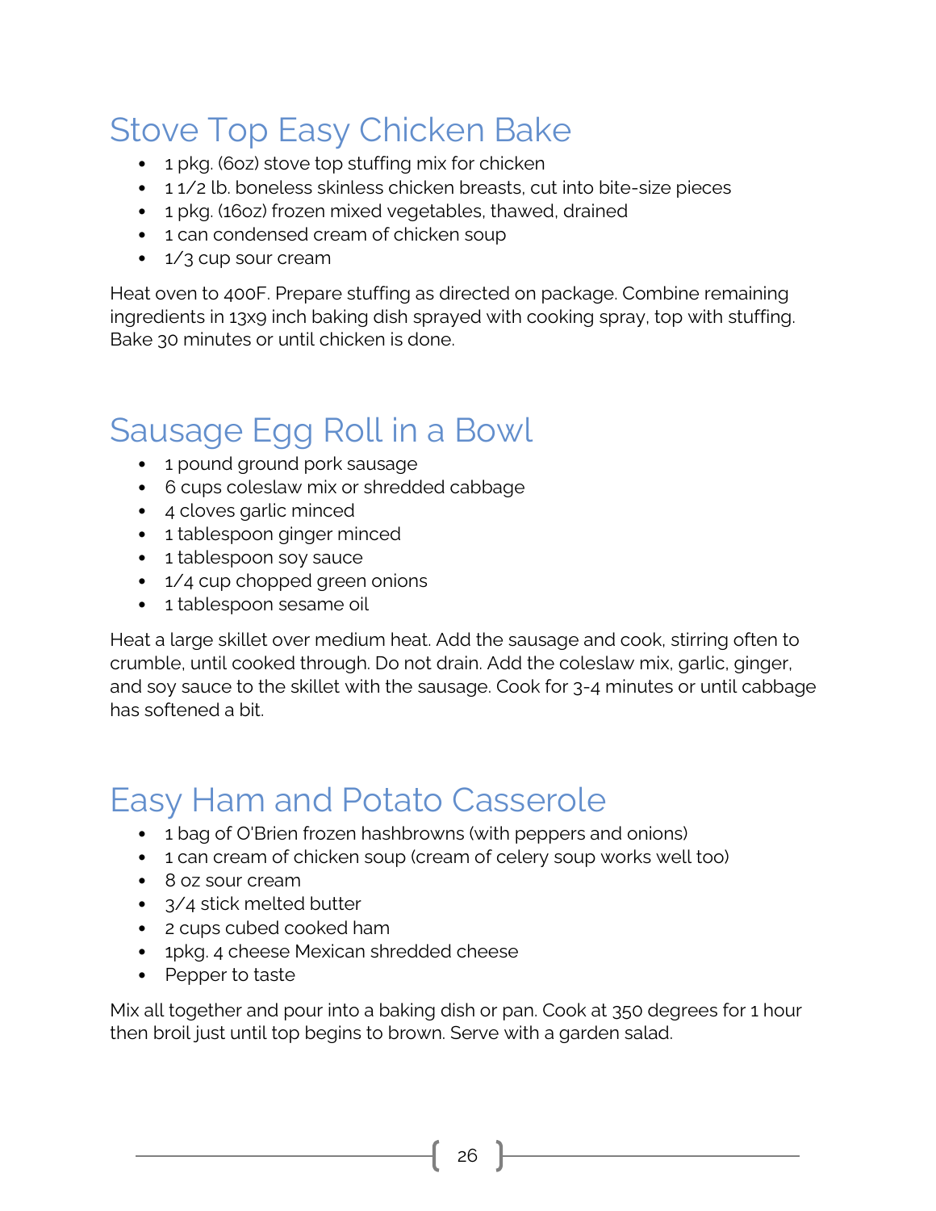# Stove Top Easy Chicken Bake

- 1 pkg. (6oz) stove top stuffing mix for chicken
- 1 1/2 lb. boneless skinless chicken breasts, cut into bite-size pieces
- 1 pkg. (16oz) frozen mixed vegetables, thawed, drained
- 1 can condensed cream of chicken soup
- 1/3 cup sour cream

Heat oven to 400F. Prepare stuffing as directed on package. Combine remaining ingredients in 13x9 inch baking dish sprayed with cooking spray, top with stuffing. Bake 30 minutes or until chicken is done.

# Sausage Egg Roll in a Bowl

- 1 pound ground pork sausage
- 6 cups coleslaw mix or shredded cabbage
- 4 cloves garlic minced
- 1 tablespoon ginger minced
- 1 tablespoon soy sauce
- 1/4 cup chopped green onions
- 1 tablespoon sesame oil

Heat a large skillet over medium heat. Add the sausage and cook, stirring often to crumble, until cooked through. Do not drain. Add the coleslaw mix, garlic, ginger, and soy sauce to the skillet with the sausage. Cook for 3-4 minutes or until cabbage has softened a bit.

# Easy Ham and Potato Casserole

- 1 bag of O'Brien frozen hashbrowns (with peppers and onions)
- 1 can cream of chicken soup (cream of celery soup works well too)
- 8 oz sour cream
- 3/4 stick melted butter
- 2 cups cubed cooked ham
- 1pkg. 4 cheese Mexican shredded cheese
- Pepper to taste

Mix all together and pour into a baking dish or pan. Cook at 350 degrees for 1 hour then broil just until top begins to brown. Serve with a garden salad.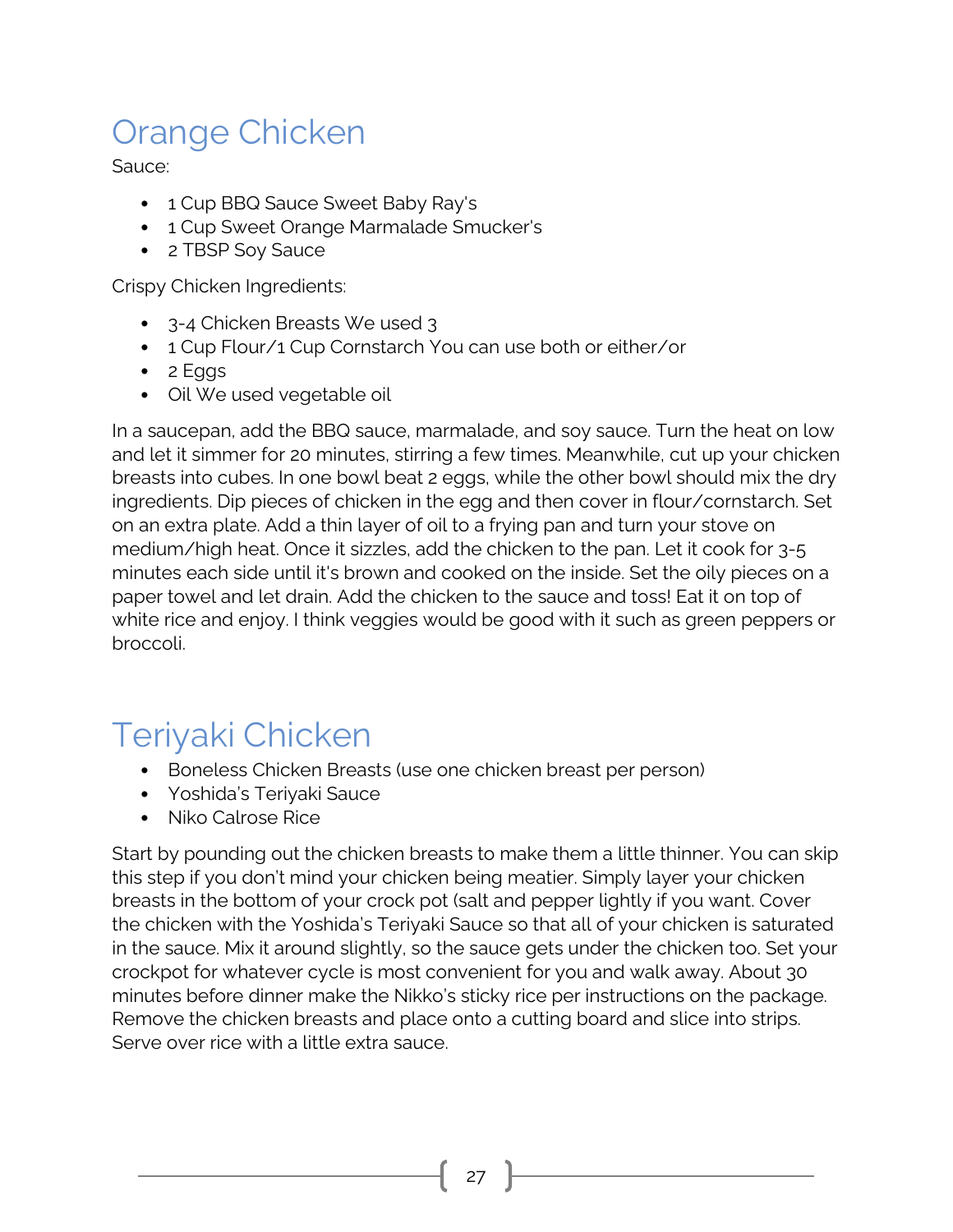# Orange Chicken

Sauce:

- 1 Cup BBQ Sauce Sweet Baby Ray's
- 1 Cup Sweet Orange Marmalade Smucker's
- 2 TBSP Soy Sauce

Crispy Chicken Ingredients:

- 3-4 Chicken Breasts We used 3
- 1 Cup Flour/1 Cup Cornstarch You can use both or either/or
- 2 Eggs
- Oil We used vegetable oil

In a saucepan, add the BBQ sauce, marmalade, and soy sauce. Turn the heat on low and let it simmer for 20 minutes, stirring a few times. Meanwhile, cut up your chicken breasts into cubes. In one bowl beat 2 eggs, while the other bowl should mix the dry ingredients. Dip pieces of chicken in the egg and then cover in flour/cornstarch. Set on an extra plate. Add a thin layer of oil to a frying pan and turn your stove on medium/high heat. Once it sizzles, add the chicken to the pan. Let it cook for 3-5 minutes each side until it's brown and cooked on the inside. Set the oily pieces on a paper towel and let drain. Add the chicken to the sauce and toss! Eat it on top of white rice and enjoy. I think veggies would be good with it such as green peppers or broccoli.

# Teriyaki Chicken

- Boneless Chicken Breasts (use one chicken breast per person)
- Yoshida's Teriyaki Sauce
- Niko Calrose Rice

Start by pounding out the chicken breasts to make them a little thinner. You can skip this step if you don't mind your chicken being meatier. Simply layer your chicken breasts in the bottom of your crock pot (salt and pepper lightly if you want. Cover the chicken with the Yoshida's Teriyaki Sauce so that all of your chicken is saturated in the sauce. Mix it around slightly, so the sauce gets under the chicken too. Set your crockpot for whatever cycle is most convenient for you and walk away. About 30 minutes before dinner make the Nikko's sticky rice per instructions on the package. Remove the chicken breasts and place onto a cutting board and slice into strips. Serve over rice with a little extra sauce.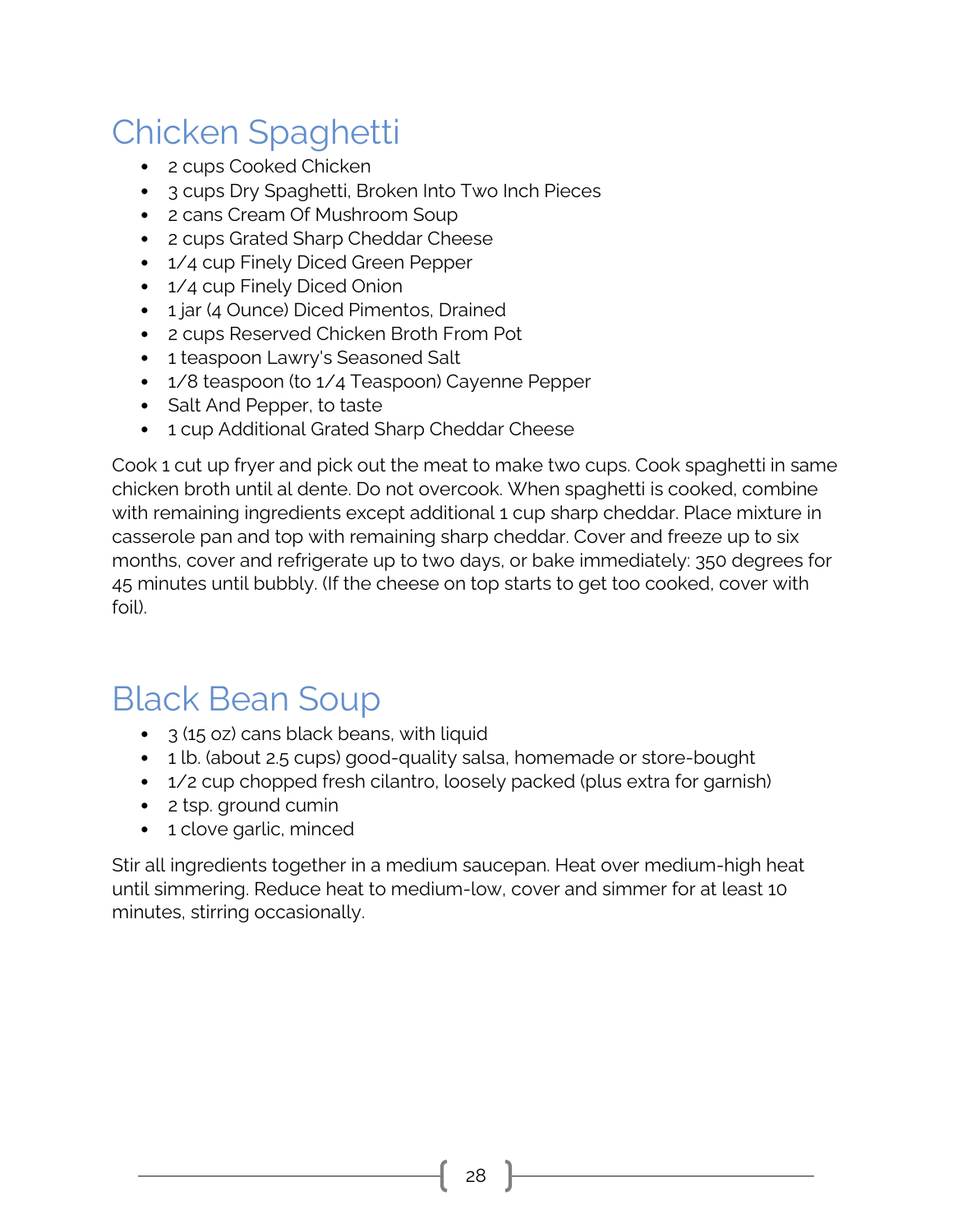# Chicken Spaghetti

- 2 cups Cooked Chicken
- 3 cups Dry Spaghetti, Broken Into Two Inch Pieces
- 2 cans Cream Of Mushroom Soup
- 2 cups Grated Sharp Cheddar Cheese
- 1/4 cup Finely Diced Green Pepper
- 1/4 cup Finely Diced Onion
- 1 jar (4 Ounce) Diced Pimentos, Drained
- 2 cups Reserved Chicken Broth From Pot
- 1 teaspoon Lawry's Seasoned Salt
- 1/8 teaspoon (to 1/4 Teaspoon) Cayenne Pepper
- Salt And Pepper, to taste
- 1 cup Additional Grated Sharp Cheddar Cheese

Cook 1 cut up fryer and pick out the meat to make two cups. Cook spaghetti in same chicken broth until al dente. Do not overcook. When spaghetti is cooked, combine with remaining ingredients except additional 1 cup sharp cheddar. Place mixture in casserole pan and top with remaining sharp cheddar. Cover and freeze up to six months, cover and refrigerate up to two days, or bake immediately: 350 degrees for 45 minutes until bubbly. (If the cheese on top starts to get too cooked, cover with foil).

# Black Bean Soup

- 3 (15 oz) cans black beans, with liquid
- 1 lb. (about 2.5 cups) good-quality salsa, homemade or store-bought
- 1/2 cup chopped fresh cilantro, loosely packed (plus extra for garnish)
- 2 tsp. ground cumin
- 1 clove garlic, minced

Stir all ingredients together in a medium saucepan. Heat over medium-high heat until simmering. Reduce heat to medium-low, cover and simmer for at least 10 minutes, stirring occasionally.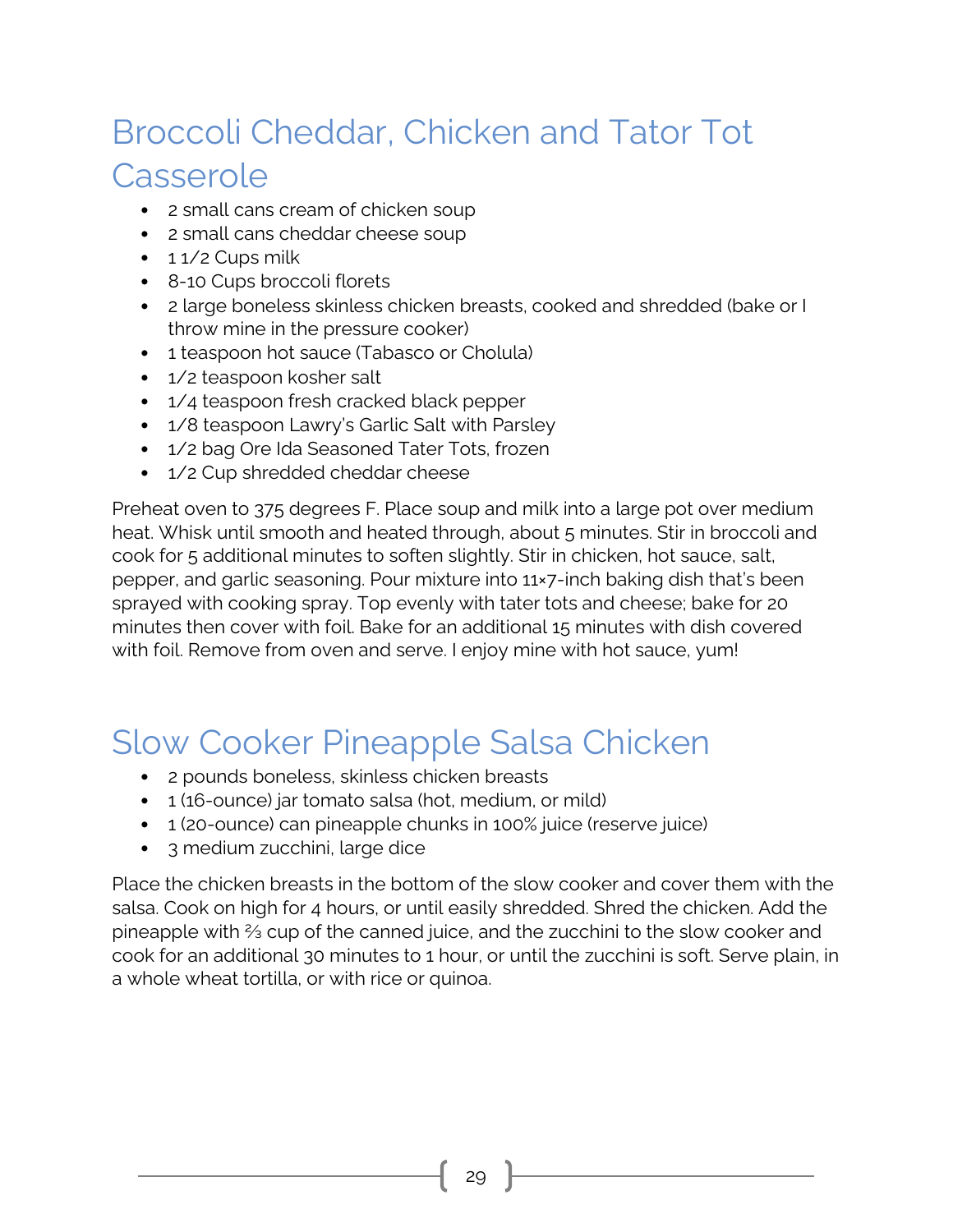# Broccoli Cheddar, Chicken and Tator Tot Casserole

- 2 small cans cream of chicken soup
- 2 small cans cheddar cheese soup
- 1 1/2 Cups milk
- 8-10 Cups broccoli florets
- 2 large boneless skinless chicken breasts, cooked and shredded (bake or I throw mine in the pressure cooker)
- 1 teaspoon hot sauce (Tabasco or Cholula)
- 1/2 teaspoon kosher salt
- 1/4 teaspoon fresh cracked black pepper
- 1/8 teaspoon Lawry's Garlic Salt with Parsley
- 1/2 bag Ore Ida Seasoned Tater Tots, frozen
- 1/2 Cup shredded cheddar cheese

Preheat oven to 375 degrees F. Place soup and milk into a large pot over medium heat. Whisk until smooth and heated through, about 5 minutes. Stir in broccoli and cook for 5 additional minutes to soften slightly. Stir in chicken, hot sauce, salt, pepper, and garlic seasoning. Pour mixture into 11×7-inch baking dish that's been sprayed with cooking spray. Top evenly with tater tots and cheese; bake for 20 minutes then cover with foil. Bake for an additional 15 minutes with dish covered with foil. Remove from oven and serve. I enjoy mine with hot sauce, yum!

# Slow Cooker Pineapple Salsa Chicken

- 2 pounds boneless, skinless chicken breasts
- 1 (16-ounce) jar tomato salsa (hot, medium, or mild)
- 1 (20-ounce) can pineapple chunks in 100% juice (reserve juice)
- 3 medium zucchini, large dice

Place the chicken breasts in the bottom of the slow cooker and cover them with the salsa. Cook on high for 4 hours, or until easily shredded. Shred the chicken. Add the pineapple with ⅔ cup of the canned juice, and the zucchini to the slow cooker and cook for an additional 30 minutes to 1 hour, or until the zucchini is soft. Serve plain, in a whole wheat tortilla, or with rice or quinoa.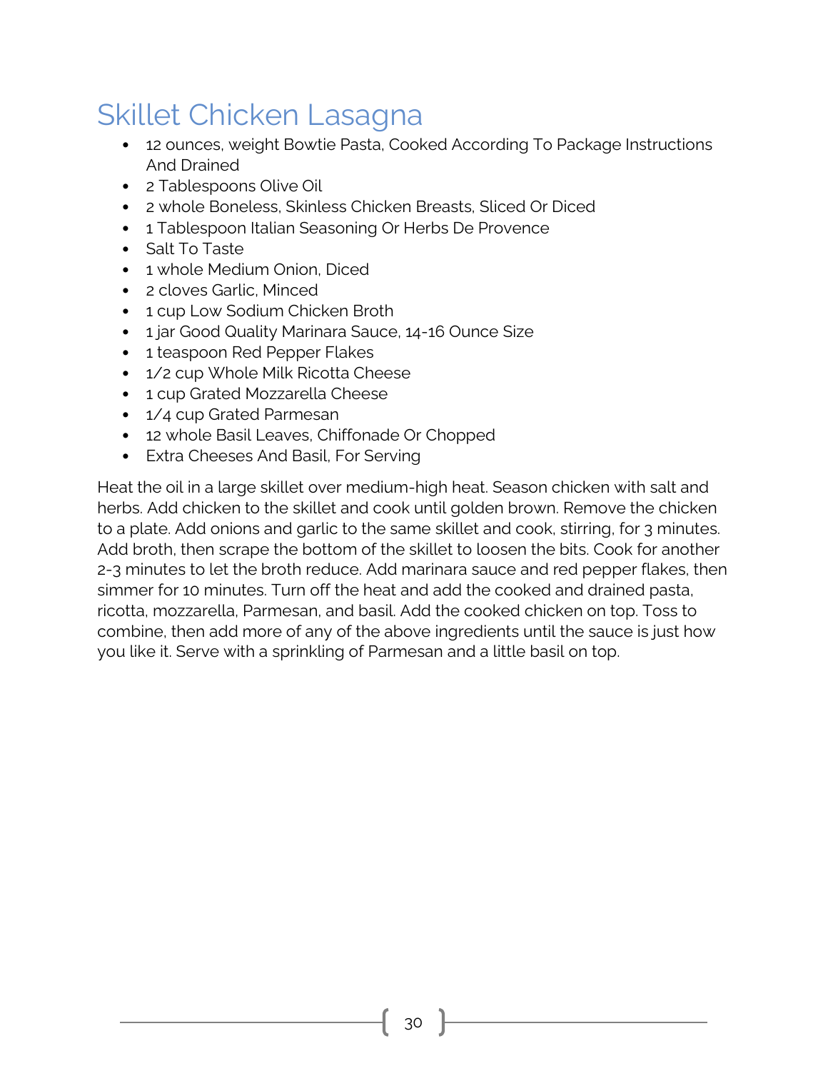# Skillet Chicken Lasagna

- 12 ounces, weight Bowtie Pasta, Cooked According To Package Instructions And Drained
- 2 Tablespoons Olive Oil
- 2 whole Boneless, Skinless Chicken Breasts, Sliced Or Diced
- 1 Tablespoon Italian Seasoning Or Herbs De Provence
- Salt To Taste
- 1 whole Medium Onion, Diced
- 2 cloves Garlic, Minced
- 1 cup Low Sodium Chicken Broth
- 1 jar Good Quality Marinara Sauce, 14-16 Ounce Size
- 1 teaspoon Red Pepper Flakes
- 1/2 cup Whole Milk Ricotta Cheese
- 1 cup Grated Mozzarella Cheese
- 1/4 cup Grated Parmesan
- 12 whole Basil Leaves, Chiffonade Or Chopped
- Extra Cheeses And Basil, For Serving

Heat the oil in a large skillet over medium-high heat. Season chicken with salt and herbs. Add chicken to the skillet and cook until golden brown. Remove the chicken to a plate. Add onions and garlic to the same skillet and cook, stirring, for 3 minutes. Add broth, then scrape the bottom of the skillet to loosen the bits. Cook for another 2-3 minutes to let the broth reduce. Add marinara sauce and red pepper flakes, then simmer for 10 minutes. Turn off the heat and add the cooked and drained pasta, ricotta, mozzarella, Parmesan, and basil. Add the cooked chicken on top. Toss to combine, then add more of any of the above ingredients until the sauce is just how you like it. Serve with a sprinkling of Parmesan and a little basil on top.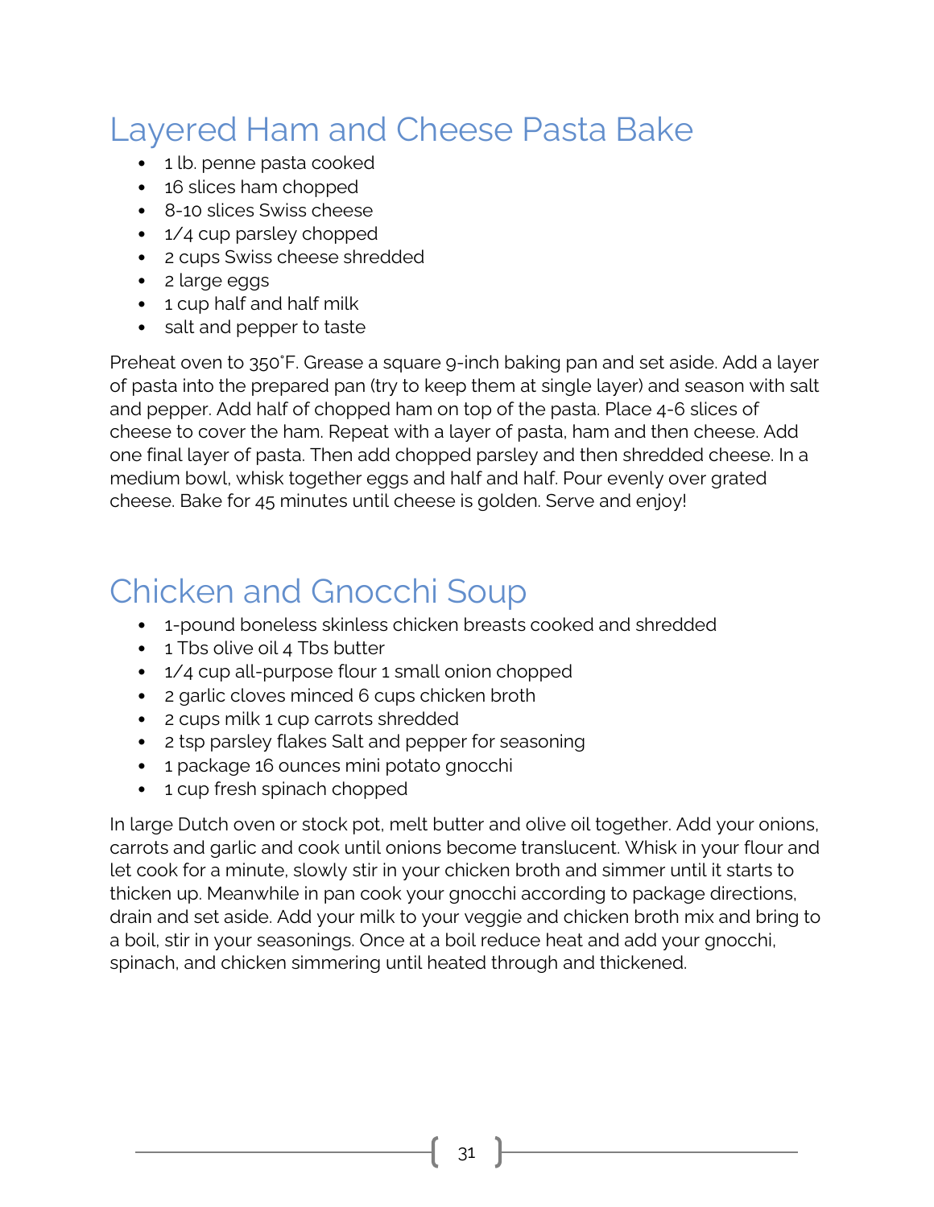# Layered Ham and Cheese Pasta Bake

- 1 lb. penne pasta cooked
- 16 slices ham chopped
- 8-10 slices Swiss cheese
- 1/4 cup parsley chopped
- 2 cups Swiss cheese shredded
- 2 large eggs
- 1 cup half and half milk
- salt and pepper to taste

Preheat oven to 350˚F. Grease a square 9-inch baking pan and set aside. Add a layer of pasta into the prepared pan (try to keep them at single layer) and season with salt and pepper. Add half of chopped ham on top of the pasta. Place 4-6 slices of cheese to cover the ham. Repeat with a layer of pasta, ham and then cheese. Add one final layer of pasta. Then add chopped parsley and then shredded cheese. In a medium bowl, whisk together eggs and half and half. Pour evenly over grated cheese. Bake for 45 minutes until cheese is golden. Serve and enjoy!

# Chicken and Gnocchi Soup

- 1-pound boneless skinless chicken breasts cooked and shredded
- 1 Tbs olive oil 4 Tbs butter
- 1/4 cup all-purpose flour 1 small onion chopped
- 2 garlic cloves minced 6 cups chicken broth
- 2 cups milk 1 cup carrots shredded
- 2 tsp parsley flakes Salt and pepper for seasoning
- 1 package 16 ounces mini potato gnocchi
- 1 cup fresh spinach chopped

In large Dutch oven or stock pot, melt butter and olive oil together. Add your onions, carrots and garlic and cook until onions become translucent. Whisk in your flour and let cook for a minute, slowly stir in your chicken broth and simmer until it starts to thicken up. Meanwhile in pan cook your gnocchi according to package directions, drain and set aside. Add your milk to your veggie and chicken broth mix and bring to a boil, stir in your seasonings. Once at a boil reduce heat and add your gnocchi, spinach, and chicken simmering until heated through and thickened.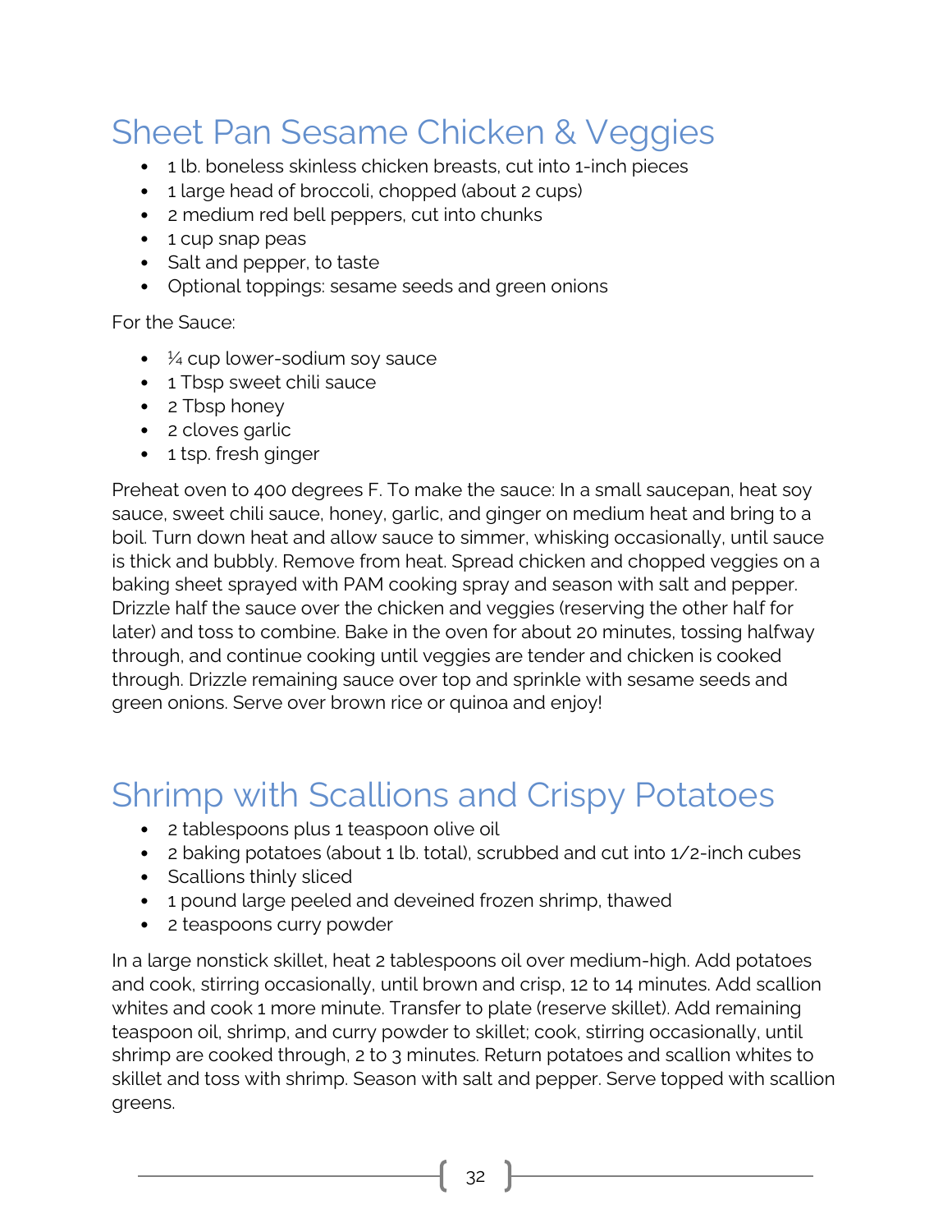# Sheet Pan Sesame Chicken & Veggies

- 1 lb. boneless skinless chicken breasts, cut into 1-inch pieces
- 1 large head of broccoli, chopped (about 2 cups)
- 2 medium red bell peppers, cut into chunks
- 1 cup snap peas
- Salt and pepper, to taste
- Optional toppings: sesame seeds and green onions

For the Sauce:

- ¼ cup lower-sodium soy sauce
- 1 Tbsp sweet chili sauce
- 2 Tbsp honey
- 2 cloves garlic
- 1 tsp. fresh ginger

Preheat oven to 400 degrees F. To make the sauce: In a small saucepan, heat soy sauce, sweet chili sauce, honey, garlic, and ginger on medium heat and bring to a boil. Turn down heat and allow sauce to simmer, whisking occasionally, until sauce is thick and bubbly. Remove from heat. Spread chicken and chopped veggies on a baking sheet sprayed with PAM cooking spray and season with salt and pepper. Drizzle half the sauce over the chicken and veggies (reserving the other half for later) and toss to combine. Bake in the oven for about 20 minutes, tossing halfway through, and continue cooking until veggies are tender and chicken is cooked through. Drizzle remaining sauce over top and sprinkle with sesame seeds and green onions. Serve over brown rice or quinoa and enjoy!

# Shrimp with Scallions and Crispy Potatoes

- 2 tablespoons plus 1 teaspoon olive oil
- 2 baking potatoes (about 1 lb. total), scrubbed and cut into 1/2-inch cubes
- Scallions thinly sliced
- 1 pound large peeled and deveined frozen shrimp, thawed
- 2 teaspoons curry powder

In a large nonstick skillet, heat 2 tablespoons oil over medium-high. Add potatoes and cook, stirring occasionally, until brown and crisp, 12 to 14 minutes. Add scallion whites and cook 1 more minute. Transfer to plate (reserve skillet). Add remaining teaspoon oil, shrimp, and curry powder to skillet; cook, stirring occasionally, until shrimp are cooked through, 2 to 3 minutes. Return potatoes and scallion whites to skillet and toss with shrimp. Season with salt and pepper. Serve topped with scallion greens.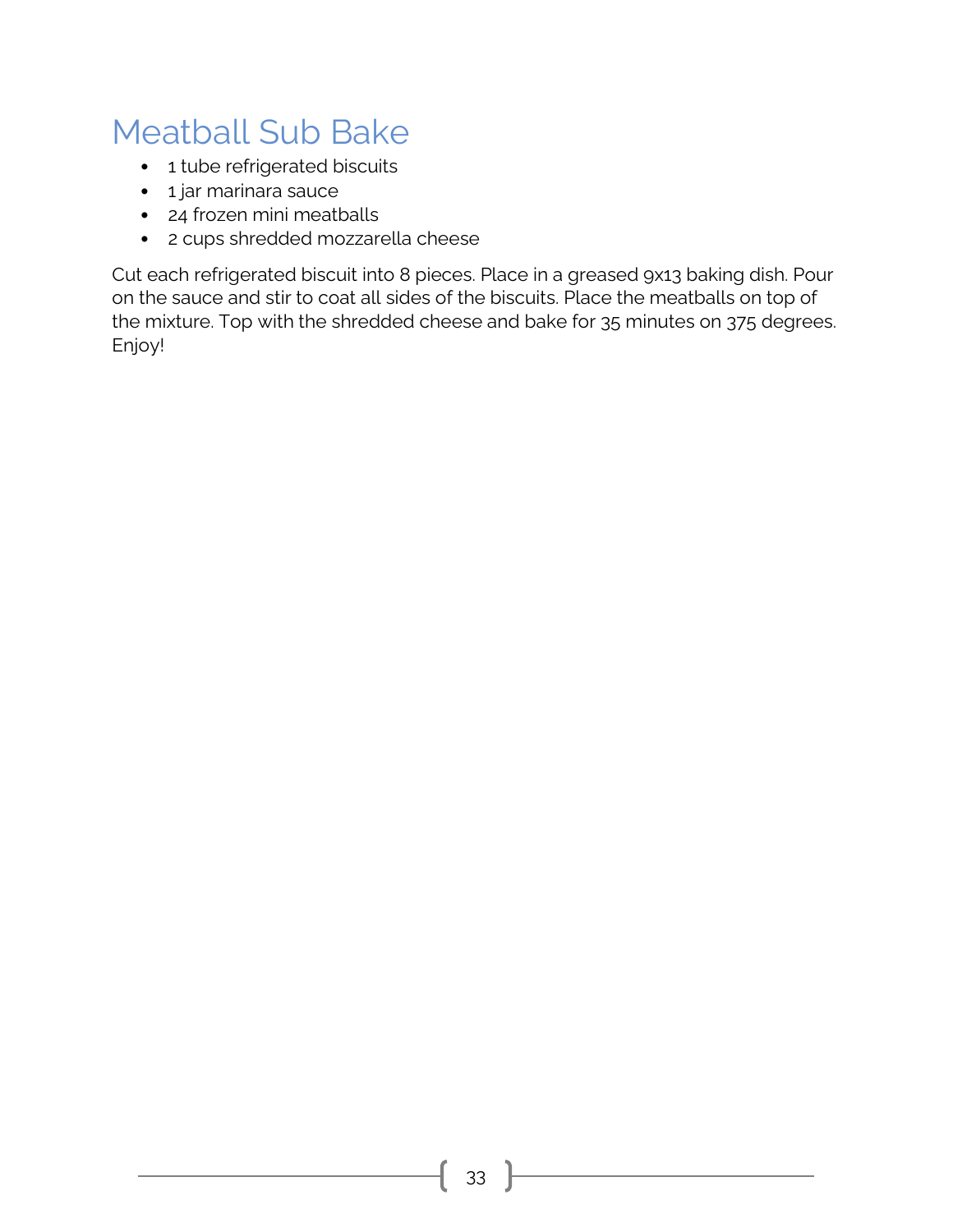# Meatball Sub Bake

- 1 tube refrigerated biscuits
- 1 jar marinara sauce
- 24 frozen mini meatballs
- 2 cups shredded mozzarella cheese

Cut each refrigerated biscuit into 8 pieces. Place in a greased 9x13 baking dish. Pour on the sauce and stir to coat all sides of the biscuits. Place the meatballs on top of the mixture. Top with the shredded cheese and bake for 35 minutes on 375 degrees. Enjoy!